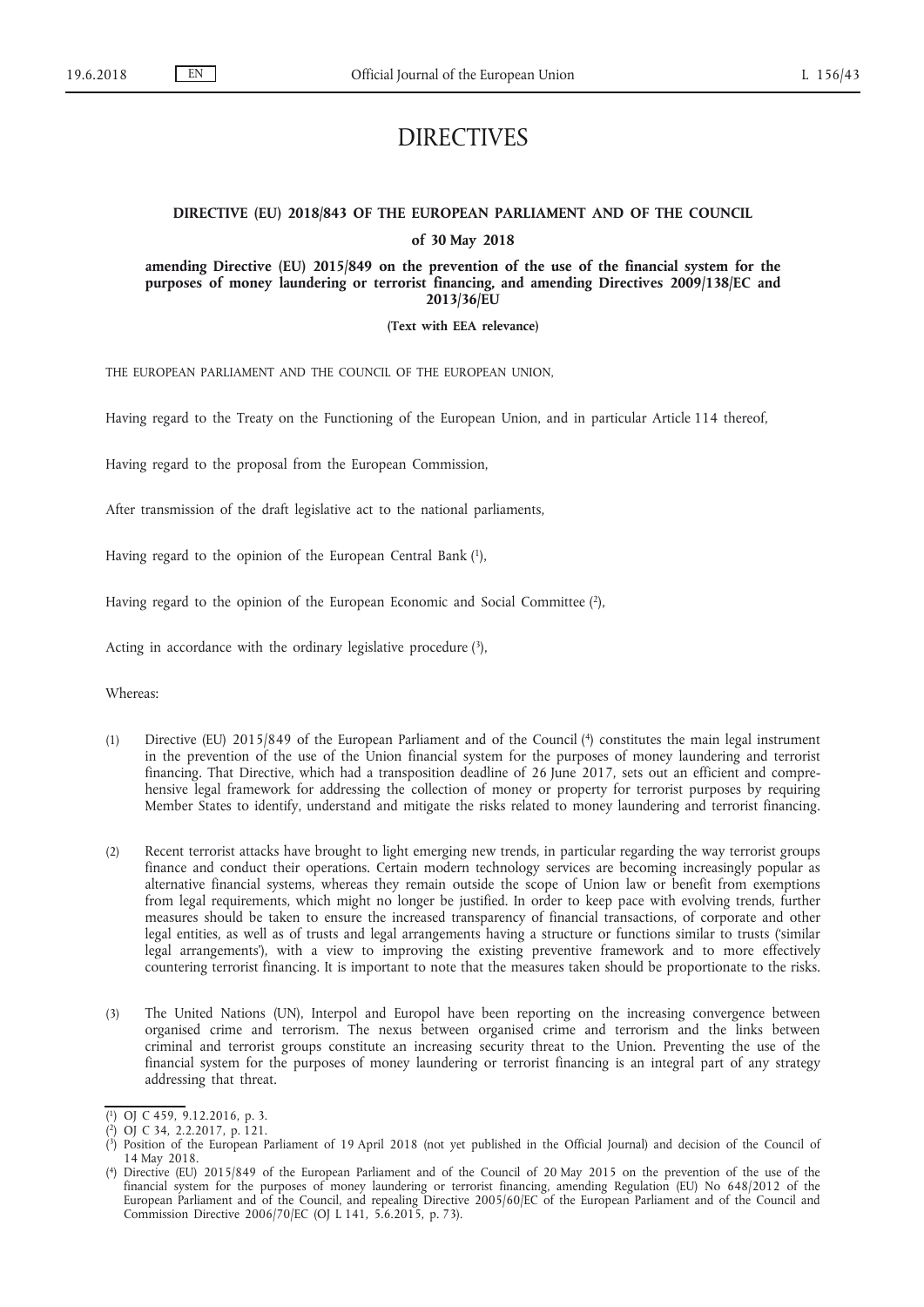# DIRECTIVES

## DIRECTIVE (EU) 2018/843 OF THE EUROPEAN PARLIAMENT AND OF THE COUNCIL

### of 30 May 2018

### amending Directive (EU) 2015/849 on the prevention of the use of the financial system for the purposes of money laundering or terrorist financing, and amending Directives 2009/138/EC and 2013/36/EU

**(Text with EEA relevance)**

THE EUROPEAN PARLIAMENT AND THE COUNCIL OF THE EUROPEAN UNION,

Having regard to the Treaty on the Functioning of the European Union, and in particular Article 114 thereof,

Having regard to the proposal from the European Commission,

After transmission of the draft legislative act to the national parliaments,

Having regard to the opinion of the European Central Bank [1],

Having regard to the opinion of the European Economic and Social Committee [2],

Acting in accordance with the ordinary legislative procedure [3],

Whereas:

(1) Directive (EU) 2015/849 of the European Parliament and of the Council [4] constitutes the main legal instrument in the prevention of the use of the Union financial system for the purposes of money laundering and terrorist financing. That Directive, which had a transposition deadline of 26 June 2017, sets out an efficient and comprehensive legal framework for addressing the collection of money or property for terrorist purposes by requiring Member States to identify, understand and mitigate the risks related to money laundering and terrorist financing.

(2) Recent terrorist attacks have brought to light emerging new trends, in particular regarding the way terrorist groups finance and conduct their operations. Certain modern technology services are becoming increasingly popular as alternative financial systems, whereas they remain outside the scope of Union law or benefit from exemptions from legal requirements, which might no longer be justified. In order to keep pace with evolving trends, further measures should be taken to ensure the increased transparency of financial transactions, of corporate and other legal entities, as well as of trusts and legal arrangements having a structure or functions similar to trusts ('similar legal arrangements'), with a view to improving the existing preventive framework and to more effectively countering terrorist financing. It is important to note that the measures taken should be proportionate to the risks.

(3) The United Nations (UN), Interpol and Europol have been reporting on the increasing convergence between organised crime and terrorism. The nexus between organised crime and terrorism and the links between criminal and terrorist groups constitute an increasing security threat to the Union. Preventing the use of the financial system for the purposes of money laundering or terrorist financing is an integral part of any strategy addressing that threat.

---

[1] OJ C 459, 9.12.2016, p. 3.

[2] OJ C 34, 2.2.2017, p. 121.

[3] Position of the European Parliament of 19 April 2018 (not yet published in the Official Journal) and decision of the Council of 14 May 2018.

[4] Directive (EU) 2015/849 of the European Parliament and of the Council of 20 May 2015 on the prevention of the use of the financial system for the purposes of money laundering or terrorist financing, amending Regulation (EU) No 648/2012 of the European Parliament and of the Council, and repealing Directive 2005/60/EC of the European Parliament and of the Council and Commission Directive 2006/70/EC (OJ L 141, 5.6.2015, p. 73).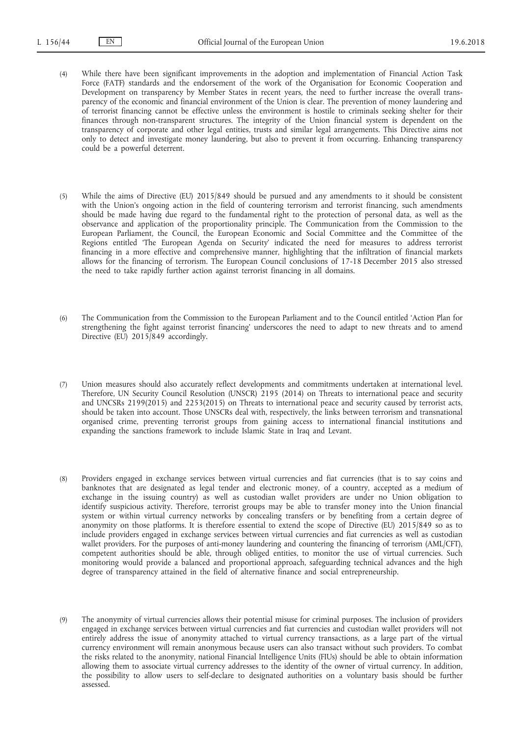(4) While there have been significant improvements in the adoption and implementation of Financial Action Task Force (FATF) standards and the endorsement of the work of the Organisation for Economic Cooperation and Development on transparency by Member States in recent years, the need to further increase the overall transparency of the economic and financial environment of the Union is clear. The prevention of money laundering and of terrorist financing cannot be effective unless the environment is hostile to criminals seeking shelter for their finances through non-transparent structures. The integrity of the Union financial system is dependent on the transparency of corporate and other legal entities, trusts and similar legal arrangements. This Directive aims not only to detect and investigate money laundering, but also to prevent it from occurring. Enhancing transparency could be a powerful deterrent.

(5) While the aims of Directive (EU) 2015/849 should be pursued and any amendments to it should be consistent with the Union's ongoing action in the field of countering terrorism and terrorist financing, such amendments should be made having due regard to the fundamental right to the protection of personal data, as well as the observance and application of the proportionality principle. The Communication from the Commission to the European Parliament, the Council, the European Economic and Social Committee and the Committee of the Regions entitled 'The European Agenda on Security' indicated the need for measures to address terrorist financing in a more effective and comprehensive manner, highlighting that the infiltration of financial markets allows for the financing of terrorism. The European Council conclusions of 17-18 December 2015 also stressed the need to take rapidly further action against terrorist financing in all domains.

(6) The Communication from the Commission to the European Parliament and to the Council entitled 'Action Plan for strengthening the fight against terrorist financing' underscores the need to adapt to new threats and to amend Directive (EU) 2015/849 accordingly.

(7) Union measures should also accurately reflect developments and commitments undertaken at international level. Therefore, UN Security Council Resolution (UNSCR) 2195 (2014) on Threats to international peace and security and UNCSRs 2199(2015) and 2253(2015) on Threats to international peace and security caused by terrorist acts, should be taken into account. Those UNSCRs deal with, respectively, the links between terrorism and transnational organised crime, preventing terrorist groups from gaining access to international financial institutions and expanding the sanctions framework to include Islamic State in Iraq and Levant.

(8) Providers engaged in exchange services between virtual currencies and fiat currencies (that is to say coins and banknotes that are designated as legal tender and electronic money, of a country, accepted as a medium of exchange in the issuing country) as well as custodian wallet providers are under no Union obligation to identify suspicious activity. Therefore, terrorist groups may be able to transfer money into the Union financial system or within virtual currency networks by concealing transfers or by benefiting from a certain degree of anonymity on those platforms. It is therefore essential to extend the scope of Directive (EU) 2015/849 so as to include providers engaged in exchange services between virtual currencies and fiat currencies as well as custodian wallet providers. For the purposes of anti-money laundering and countering the financing of terrorism (AML/CFT), competent authorities should be able, through obliged entities, to monitor the use of virtual currencies. Such monitoring would provide a balanced and proportional approach, safeguarding technical advances and the high degree of transparency attained in the field of alternative finance and social entrepreneurship.

(9) The anonymity of virtual currencies allows their potential misuse for criminal purposes. The inclusion of providers engaged in exchange services between virtual currencies and fiat currencies and custodian wallet providers will not entirely address the issue of anonymity attached to virtual currency transactions, as a large part of the virtual currency environment will remain anonymous because users can also transact without such providers. To combat the risks related to the anonymity, national Financial Intelligence Units (FIUs) should be able to obtain information allowing them to associate virtual currency addresses to the identity of the owner of virtual currency. In addition, the possibility to allow users to self-declare to designated authorities on a voluntary basis should be further assessed.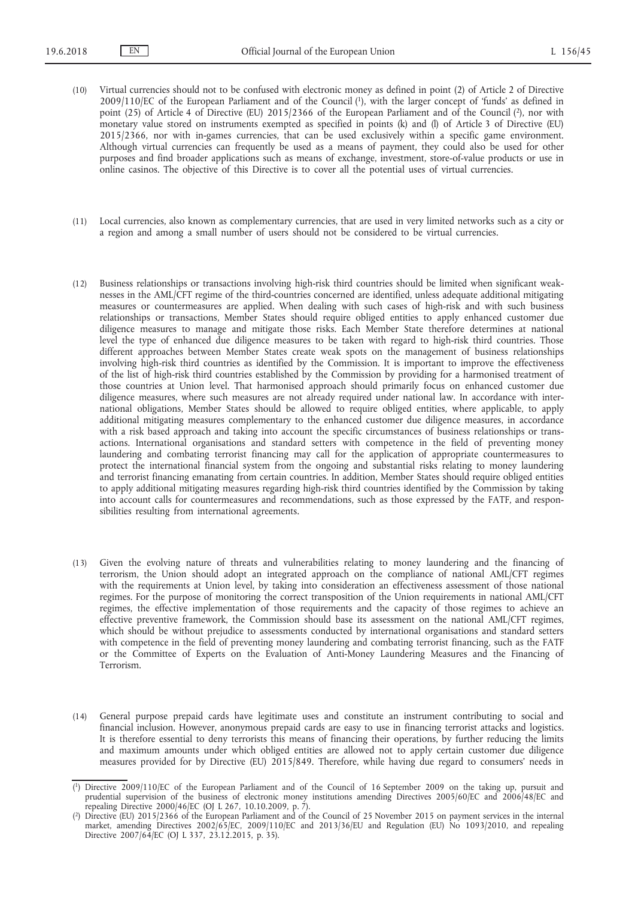(10) Virtual currencies should not to be confused with electronic money as defined in point (2) of Article 2 of Directive 2009/110/EC of the European Parliament and of the Council [1], with the larger concept of 'funds' as defined in point (25) of Article 4 of Directive (EU) 2015/2366 of the European Parliament and of the Council [2], nor with monetary value stored on instruments exempted as specified in points (k) and (l) of Article 3 of Directive (EU) 2015/2366, nor with in-games currencies, that can be used exclusively within a specific game environment. Although virtual currencies can frequently be used as a means of payment, they could also be used for other purposes and find broader applications such as means of exchange, investment, store-of-value products or use in online casinos. The objective of this Directive is to cover all the potential uses of virtual currencies.

(11) Local currencies, also known as complementary currencies, that are used in very limited networks such as a city or a region and among a small number of users should not be considered to be virtual currencies.

(12) Business relationships or transactions involving high-risk third countries should be limited when significant weaknesses in the AML/CFT regime of the third-countries concerned are identified, unless adequate additional mitigating measures or countermeasures are applied. When dealing with such cases of high-risk and with such business relationships or transactions, Member States should require obliged entities to apply enhanced customer due diligence measures to manage and mitigate those risks. Each Member State therefore determines at national level the type of enhanced due diligence measures to be taken with regard to high-risk third countries. Those different approaches between Member States create weak spots on the management of business relationships involving high-risk third countries as identified by the Commission. It is important to improve the effectiveness of the list of high-risk third countries established by the Commission by providing for a harmonised treatment of those countries at Union level. That harmonised approach should primarily focus on enhanced customer due diligence measures, where such measures are not already required under national law. In accordance with international obligations, Member States should be allowed to require obliged entities, where applicable, to apply additional mitigating measures complementary to the enhanced customer due diligence measures, in accordance with a risk based approach and taking into account the specific circumstances of business relationships or transactions. International organisations and standard setters with competence in the field of preventing money laundering and combating terrorist financing may call for the application of appropriate countermeasures to protect the international financial system from the ongoing and substantial risks relating to money laundering and terrorist financing emanating from certain countries. In addition, Member States should require obliged entities to apply additional mitigating measures regarding high-risk third countries identified by the Commission by taking into account calls for countermeasures and recommendations, such as those expressed by the FATF, and responsibilities resulting from international agreements.

(13) Given the evolving nature of threats and vulnerabilities relating to money laundering and the financing of terrorism, the Union should adopt an integrated approach on the compliance of national AML/CFT regimes with the requirements at Union level, by taking into consideration an effectiveness assessment of those national regimes. For the purpose of monitoring the correct transposition of the Union requirements in national AML/CFT regimes, the effective implementation of those requirements and the capacity of those regimes to achieve an effective preventive framework, the Commission should base its assessment on the national AML/CFT regimes, which should be without prejudice to assessments conducted by international organisations and standard setters with competence in the field of preventing money laundering and combating terrorist financing, such as the FATF or the Committee of Experts on the Evaluation of Anti-Money Laundering Measures and the Financing of Terrorism.

(14) General purpose prepaid cards have legitimate uses and constitute an instrument contributing to social and financial inclusion. However, anonymous prepaid cards are easy to use in financing terrorist attacks and logistics. It is therefore essential to deny terrorists this means of financing their operations, by further reducing the limits and maximum amounts under which obliged entities are allowed not to apply certain customer due diligence measures provided for by Directive (EU) 2015/849. Therefore, while having due regard to consumers' needs in

---

[1] Directive 2009/110/EC of the European Parliament and of the Council of 16 September 2009 on the taking up, pursuit and prudential supervision of the business of electronic money institutions amending Directives 2005/60/EC and 2006/48/EC and repealing Directive 2000/46/EC (OJ L 267, 10.10.2009, p. 7).

[2] Directive (EU) 2015/2366 of the European Parliament and of the Council of 25 November 2015 on payment services in the internal market, amending Directives 2002/65/EC, 2009/110/EC and 2013/36/EU and Regulation (EU) No 1093/2010, and repealing Directive 2007/64/EC (OJ L 337, 23.12.2015, p. 35).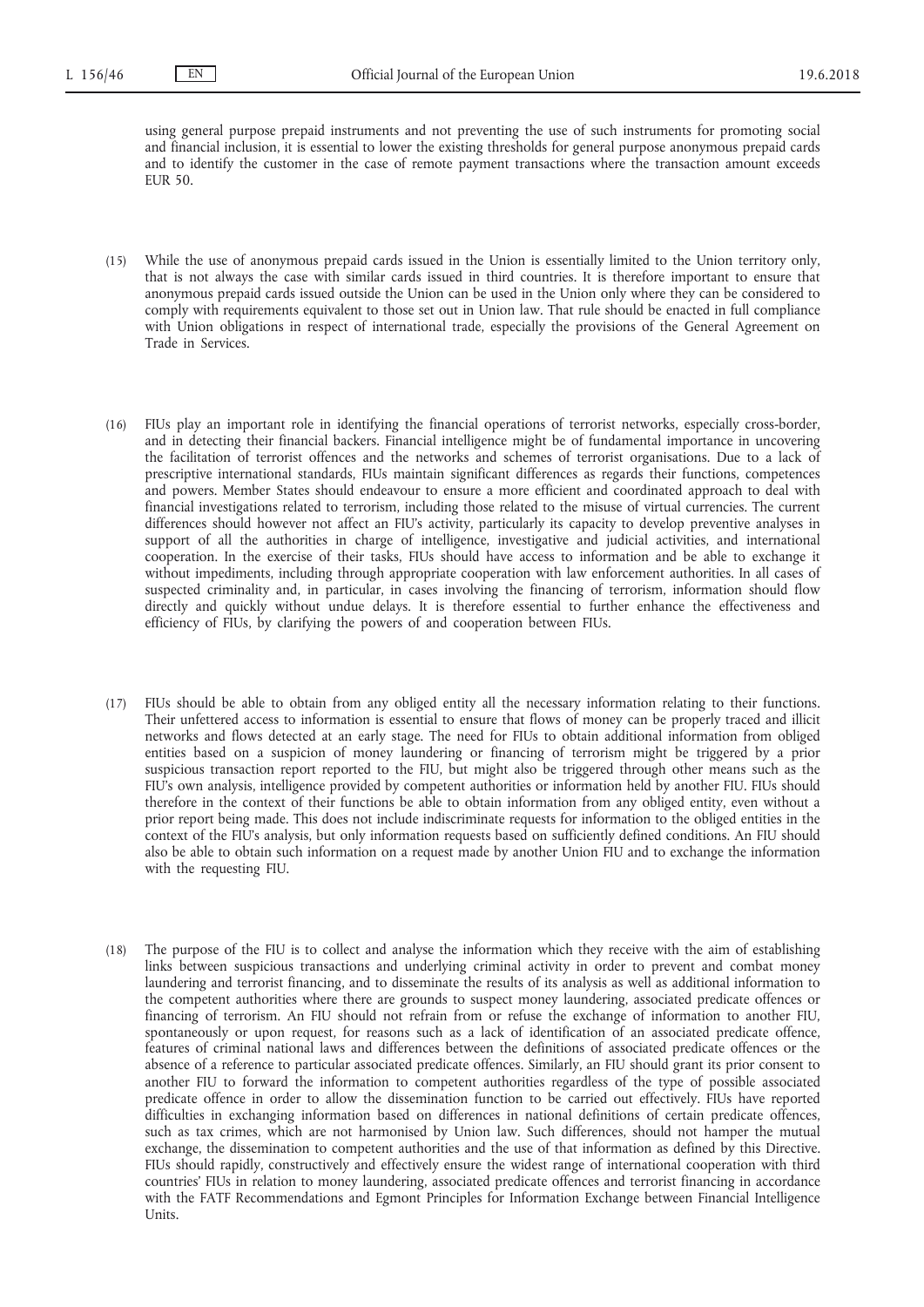using general purpose prepaid instruments and not preventing the use of such instruments for promoting social and financial inclusion, it is essential to lower the existing thresholds for general purpose anonymous prepaid cards and to identify the customer in the case of remote payment transactions where the transaction amount exceeds EUR 50.

(15) While the use of anonymous prepaid cards issued in the Union is essentially limited to the Union territory only, that is not always the case with similar cards issued in third countries. It is therefore important to ensure that anonymous prepaid cards issued outside the Union can be used in the Union only where they can be considered to comply with requirements equivalent to those set out in Union law. That rule should be enacted in full compliance with Union obligations in respect of international trade, especially the provisions of the General Agreement on Trade in Services.

(16) FIUs play an important role in identifying the financial operations of terrorist networks, especially cross-border, and in detecting their financial backers. Financial intelligence might be of fundamental importance in uncovering the facilitation of terrorist offences and the networks and schemes of terrorist organisations. Due to a lack of prescriptive international standards, FIUs maintain significant differences as regards their functions, competences and powers. Member States should endeavour to ensure a more efficient and coordinated approach to deal with financial investigations related to terrorism, including those related to the misuse of virtual currencies. The current differences should however not affect an FIU's activity, particularly its capacity to develop preventive analyses in support of all the authorities in charge of intelligence, investigative and judicial activities, and international cooperation. In the exercise of their tasks, FIUs should have access to information and be able to exchange it without impediments, including through appropriate cooperation with law enforcement authorities. In all cases of suspected criminality and, in particular, in cases involving the financing of terrorism, information should flow directly and quickly without undue delays. It is therefore essential to further enhance the effectiveness and efficiency of FIUs, by clarifying the powers of and cooperation between FIUs.

(17) FIUs should be able to obtain from any obliged entity all the necessary information relating to their functions. Their unfettered access to information is essential to ensure that flows of money can be properly traced and illicit networks and flows detected at an early stage. The need for FIUs to obtain additional information from obliged entities based on a suspicion of money laundering or financing of terrorism might be triggered by a prior suspicious transaction report reported to the FIU, but might also be triggered through other means such as the FIU's own analysis, intelligence provided by competent authorities or information held by another FIU. FIUs should therefore in the context of their functions be able to obtain information from any obliged entity, even without a prior report being made. This does not include indiscriminate requests for information to the obliged entities in the context of the FIU's analysis, but only information requests based on sufficiently defined conditions. An FIU should also be able to obtain such information on a request made by another Union FIU and to exchange the information with the requesting FIU.

(18) The purpose of the FIU is to collect and analyse the information which they receive with the aim of establishing links between suspicious transactions and underlying criminal activity in order to prevent and combat money laundering and terrorist financing, and to disseminate the results of its analysis as well as additional information to the competent authorities where there are grounds to suspect money laundering, associated predicate offences or financing of terrorism. An FIU should not refrain from or refuse the exchange of information to another FIU, spontaneously or upon request, for reasons such as a lack of identification of an associated predicate offence, features of criminal national laws and differences between the definitions of associated predicate offences or the absence of a reference to particular associated predicate offences. Similarly, an FIU should grant its prior consent to another FIU to forward the information to competent authorities regardless of the type of possible associated predicate offence in order to allow the dissemination function to be carried out effectively. FIUs have reported difficulties in exchanging information based on differences in national definitions of certain predicate offences, such as tax crimes, which are not harmonised by Union law. Such differences, should not hamper the mutual exchange, the dissemination to competent authorities and the use of that information as defined by this Directive. FIUs should rapidly, constructively and effectively ensure the widest range of international cooperation with third countries' FIUs in relation to money laundering, associated predicate offences and terrorist financing in accordance with the FATF Recommendations and Egmont Principles for Information Exchange between Financial Intelligence Units.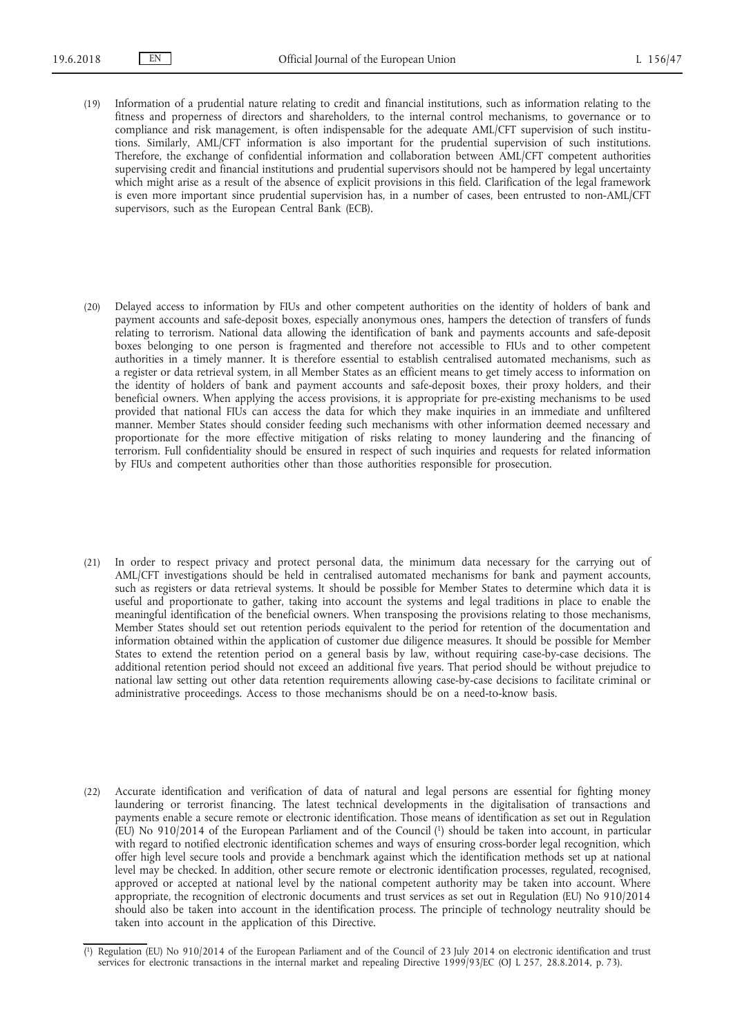(19) Information of a prudential nature relating to credit and financial institutions, such as information relating to the fitness and properness of directors and shareholders, to the internal control mechanisms, to governance or to compliance and risk management, is often indispensable for the adequate AML/CFT supervision of such institutions. Similarly, AML/CFT information is also important for the prudential supervision of such institutions. Therefore, the exchange of confidential information and collaboration between AML/CFT competent authorities supervising credit and financial institutions and prudential supervisors should not be hampered by legal uncertainty which might arise as a result of the absence of explicit provisions in this field. Clarification of the legal framework is even more important since prudential supervision has, in a number of cases, been entrusted to non-AML/CFT supervisors, such as the European Central Bank (ECB).

(20) Delayed access to information by FIUs and other competent authorities on the identity of holders of bank and payment accounts and safe-deposit boxes, especially anonymous ones, hampers the detection of transfers of funds relating to terrorism. National data allowing the identification of bank and payments accounts and safe-deposit boxes belonging to one person is fragmented and therefore not accessible to FIUs and to other competent authorities in a timely manner. It is therefore essential to establish centralised automated mechanisms, such as a register or data retrieval system, in all Member States as an efficient means to get timely access to information on the identity of holders of bank and payment accounts and safe-deposit boxes, their proxy holders, and their beneficial owners. When applying the access provisions, it is appropriate for pre-existing mechanisms to be used provided that national FIUs can access the data for which they make inquiries in an immediate and unfiltered manner. Member States should consider feeding such mechanisms with other information deemed necessary and proportionate for the more effective mitigation of risks relating to money laundering and the financing of terrorism. Full confidentiality should be ensured in respect of such inquiries and requests for related information by FIUs and competent authorities other than those authorities responsible for prosecution.

(21) In order to respect privacy and protect personal data, the minimum data necessary for the carrying out of AML/CFT investigations should be held in centralised automated mechanisms for bank and payment accounts, such as registers or data retrieval systems. It should be possible for Member States to determine which data it is useful and proportionate to gather, taking into account the systems and legal traditions in place to enable the meaningful identification of the beneficial owners. When transposing the provisions relating to those mechanisms, Member States should set out retention periods equivalent to the period for retention of the documentation and information obtained within the application of customer due diligence measures. It should be possible for Member States to extend the retention period on a general basis by law, without requiring case-by-case decisions. The additional retention period should not exceed an additional five years. That period should be without prejudice to national law setting out other data retention requirements allowing case-by-case decisions to facilitate criminal or administrative proceedings. Access to those mechanisms should be on a need-to-know basis.

(22) Accurate identification and verification of data of natural and legal persons are essential for fighting money laundering or terrorist financing. The latest technical developments in the digitalisation of transactions and payments enable a secure remote or electronic identification. Those means of identification as set out in Regulation (EU) No 910/2014 of the European Parliament and of the Council [1] should be taken into account, in particular with regard to notified electronic identification schemes and ways of ensuring cross-border legal recognition, which offer high level secure tools and provide a benchmark against which the identification methods set up at national level may be checked. In addition, other secure remote or electronic identification processes, regulated, recognised, approved or accepted at national level by the national competent authority may be taken into account. Where appropriate, the recognition of electronic documents and trust services as set out in Regulation (EU) No 910/2014 should also be taken into account in the identification process. The principle of technology neutrality should be taken into account in the application of this Directive.

[1] Regulation (EU) No 910/2014 of the European Parliament and of the Council of 23 July 2014 on electronic identification and trust services for electronic transactions in the internal market and repealing Directive 1999/93/EC (OJ L 257, 28.8.2014, p. 73).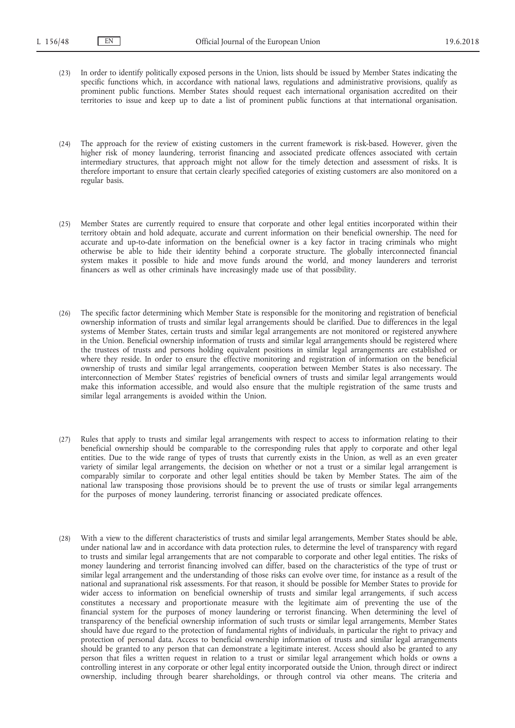(23) In order to identify politically exposed persons in the Union, lists should be issued by Member States indicating the specific functions which, in accordance with national laws, regulations and administrative provisions, qualify as prominent public functions. Member States should request each international organisation accredited on their territories to issue and keep up to date a list of prominent public functions at that international organisation.

(24) The approach for the review of existing customers in the current framework is risk-based. However, given the higher risk of money laundering, terrorist financing and associated predicate offences associated with certain intermediary structures, that approach might not allow for the timely detection and assessment of risks. It is therefore important to ensure that certain clearly specified categories of existing customers are also monitored on a regular basis.

(25) Member States are currently required to ensure that corporate and other legal entities incorporated within their territory obtain and hold adequate, accurate and current information on their beneficial ownership. The need for accurate and up-to-date information on the beneficial owner is a key factor in tracing criminals who might otherwise be able to hide their identity behind a corporate structure. The globally interconnected financial system makes it possible to hide and move funds around the world, and money launderers and terrorist financers as well as other criminals have increasingly made use of that possibility.

(26) The specific factor determining which Member State is responsible for the monitoring and registration of beneficial ownership information of trusts and similar legal arrangements should be clarified. Due to differences in the legal systems of Member States, certain trusts and similar legal arrangements are not monitored or registered anywhere in the Union. Beneficial ownership information of trusts and similar legal arrangements should be registered where the trustees of trusts and persons holding equivalent positions in similar legal arrangements are established or where they reside. In order to ensure the effective monitoring and registration of information on the beneficial ownership of trusts and similar legal arrangements, cooperation between Member States is also necessary. The interconnection of Member States' registries of beneficial owners of trusts and similar legal arrangements would make this information accessible, and would also ensure that the multiple registration of the same trusts and similar legal arrangements is avoided within the Union.

(27) Rules that apply to trusts and similar legal arrangements with respect to access to information relating to their beneficial ownership should be comparable to the corresponding rules that apply to corporate and other legal entities. Due to the wide range of types of trusts that currently exists in the Union, as well as an even greater variety of similar legal arrangements, the decision on whether or not a trust or a similar legal arrangement is comparably similar to corporate and other legal entities should be taken by Member States. The aim of the national law transposing those provisions should be to prevent the use of trusts or similar legal arrangements for the purposes of money laundering, terrorist financing or associated predicate offences.

(28) With a view to the different characteristics of trusts and similar legal arrangements, Member States should be able, under national law and in accordance with data protection rules, to determine the level of transparency with regard to trusts and similar legal arrangements that are not comparable to corporate and other legal entities. The risks of money laundering and terrorist financing involved can differ, based on the characteristics of the type of trust or similar legal arrangement and the understanding of those risks can evolve over time, for instance as a result of the national and supranational risk assessments. For that reason, it should be possible for Member States to provide for wider access to information on beneficial ownership of trusts and similar legal arrangements, if such access constitutes a necessary and proportionate measure with the legitimate aim of preventing the use of the financial system for the purposes of money laundering or terrorist financing. When determining the level of transparency of the beneficial ownership information of such trusts or similar legal arrangements, Member States should have due regard to the protection of fundamental rights of individuals, in particular the right to privacy and protection of personal data. Access to beneficial ownership information of trusts and similar legal arrangements should be granted to any person that can demonstrate a legitimate interest. Access should also be granted to any person that files a written request in relation to a trust or similar legal arrangement which holds or owns a controlling interest in any corporate or other legal entity incorporated outside the Union, through direct or indirect ownership, including through bearer shareholdings, or through control via other means. The criteria and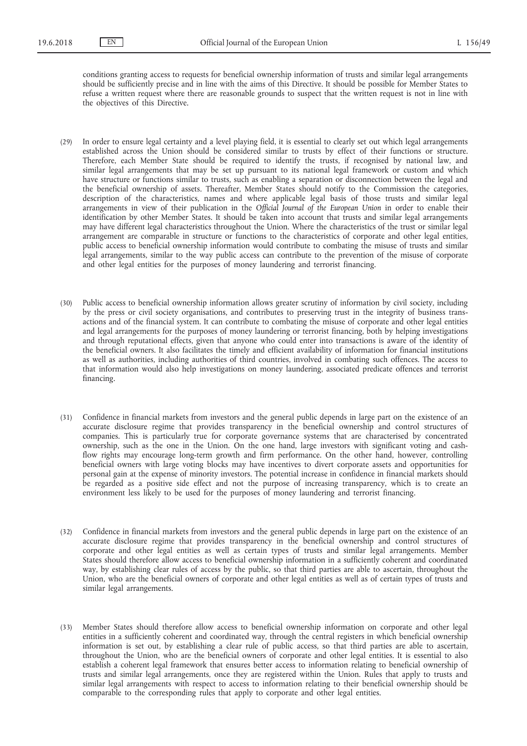conditions granting access to requests for beneficial ownership information of trusts and similar legal arrangements should be sufficiently precise and in line with the aims of this Directive. It should be possible for Member States to refuse a written request where there are reasonable grounds to suspect that the written request is not in line with the objectives of this Directive.

(29) In order to ensure legal certainty and a level playing field, it is essential to clearly set out which legal arrangements established across the Union should be considered similar to trusts by effect of their functions or structure. Therefore, each Member State should be required to identify the trusts, if recognised by national law, and similar legal arrangements that may be set up pursuant to its national legal framework or custom and which have structure or functions similar to trusts, such as enabling a separation or disconnection between the legal and the beneficial ownership of assets. Thereafter, Member States should notify to the Commission the categories, description of the characteristics, names and where applicable legal basis of those trusts and similar legal arrangements in view of their publication in the *Official Journal of the European Union* in order to enable their identification by other Member States. It should be taken into account that trusts and similar legal arrangements may have different legal characteristics throughout the Union. Where the characteristics of the trust or similar legal arrangement are comparable in structure or functions to the characteristics of corporate and other legal entities, public access to beneficial ownership information would contribute to combating the misuse of trusts and similar legal arrangements, similar to the way public access can contribute to the prevention of the misuse of corporate and other legal entities for the purposes of money laundering and terrorist financing.

(30) Public access to beneficial ownership information allows greater scrutiny of information by civil society, including by the press or civil society organisations, and contributes to preserving trust in the integrity of business transactions and of the financial system. It can contribute to combating the misuse of corporate and other legal entities and legal arrangements for the purposes of money laundering or terrorist financing, both by helping investigations and through reputational effects, given that anyone who could enter into transactions is aware of the identity of the beneficial owners. It also facilitates the timely and efficient availability of information for financial institutions as well as authorities, including authorities of third countries, involved in combating such offences. The access to that information would also help investigations on money laundering, associated predicate offences and terrorist financing.

(31) Confidence in financial markets from investors and the general public depends in large part on the existence of an accurate disclosure regime that provides transparency in the beneficial ownership and control structures of companies. This is particularly true for corporate governance systems that are characterised by concentrated ownership, such as the one in the Union. On the one hand, large investors with significant voting and cash-flow rights may encourage long-term growth and firm performance. On the other hand, however, controlling beneficial owners with large voting blocks may have incentives to divert corporate assets and opportunities for personal gain at the expense of minority investors. The potential increase in confidence in financial markets should be regarded as a positive side effect and not the purpose of increasing transparency, which is to create an environment less likely to be used for the purposes of money laundering and terrorist financing.

(32) Confidence in financial markets from investors and the general public depends in large part on the existence of an accurate disclosure regime that provides transparency in the beneficial ownership and control structures of corporate and other legal entities as well as certain types of trusts and similar legal arrangements. Member States should therefore allow access to beneficial ownership information in a sufficiently coherent and coordinated way, by establishing clear rules of access by the public, so that third parties are able to ascertain, throughout the Union, who are the beneficial owners of corporate and other legal entities as well as of certain types of trusts and similar legal arrangements.

(33) Member States should therefore allow access to beneficial ownership information on corporate and other legal entities in a sufficiently coherent and coordinated way, through the central registers in which beneficial ownership information is set out, by establishing a clear rule of public access, so that third parties are able to ascertain, throughout the Union, who are the beneficial owners of corporate and other legal entities. It is essential to also establish a coherent legal framework that ensures better access to information relating to beneficial ownership of trusts and similar legal arrangements, once they are registered within the Union. Rules that apply to trusts and similar legal arrangements with respect to access to information relating to their beneficial ownership should be comparable to the corresponding rules that apply to corporate and other legal entities.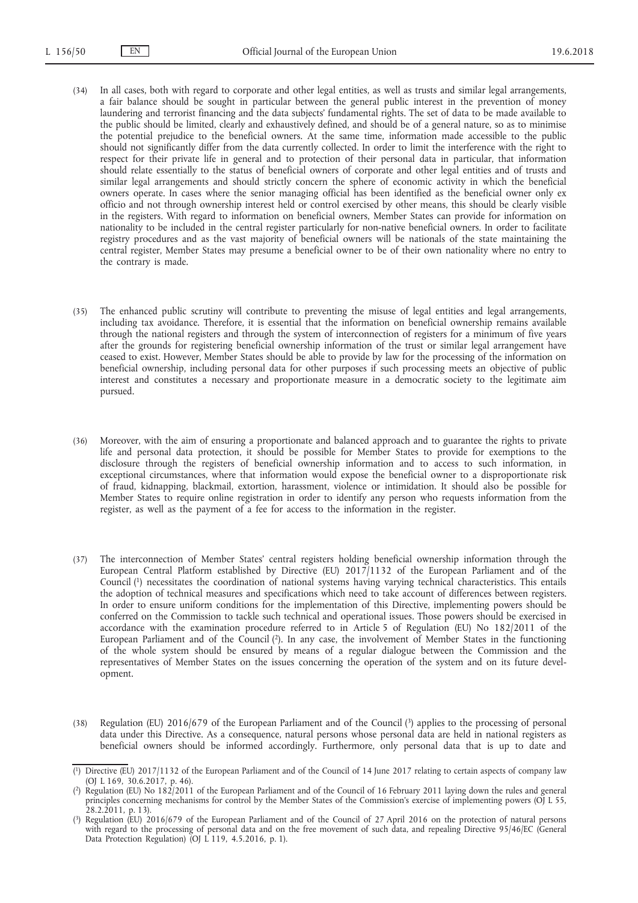(34) In all cases, both with regard to corporate and other legal entities, as well as trusts and similar legal arrangements, a fair balance should be sought in particular between the general public interest in the prevention of money laundering and terrorist financing and the data subjects' fundamental rights. The set of data to be made available to the public should be limited, clearly and exhaustively defined, and should be of a general nature, so as to minimise the potential prejudice to the beneficial owners. At the same time, information made accessible to the public should not significantly differ from the data currently collected. In order to limit the interference with the right to respect for their private life in general and to protection of their personal data in particular, that information should relate essentially to the status of beneficial owners of corporate and other legal entities and of trusts and similar legal arrangements and should strictly concern the sphere of economic activity in which the beneficial owners operate. In cases where the senior managing official has been identified as the beneficial owner only ex officio and not through ownership interest held or control exercised by other means, this should be clearly visible in the registers. With regard to information on beneficial owners, Member States can provide for information on nationality to be included in the central register particularly for non-native beneficial owners. In order to facilitate registry procedures and as the vast majority of beneficial owners will be nationals of the state maintaining the central register, Member States may presume a beneficial owner to be of their own nationality where no entry to the contrary is made.

(35) The enhanced public scrutiny will contribute to preventing the misuse of legal entities and legal arrangements, including tax avoidance. Therefore, it is essential that the information on beneficial ownership remains available through the national registers and through the system of interconnection of registers for a minimum of five years after the grounds for registering beneficial ownership information of the trust or similar legal arrangement have ceased to exist. However, Member States should be able to provide by law for the processing of the information on beneficial ownership, including personal data for other purposes if such processing meets an objective of public interest and constitutes a necessary and proportionate measure in a democratic society to the legitimate aim pursued.

(36) Moreover, with the aim of ensuring a proportionate and balanced approach and to guarantee the rights to private life and personal data protection, it should be possible for Member States to provide for exemptions to the disclosure through the registers of beneficial ownership information and to access to such information, in exceptional circumstances, where that information would expose the beneficial owner to a disproportionate risk of fraud, kidnapping, blackmail, extortion, harassment, violence or intimidation. It should also be possible for Member States to require online registration in order to identify any person who requests information from the register, as well as the payment of a fee for access to the information in the register.

(37) The interconnection of Member States' central registers holding beneficial ownership information through the European Central Platform established by Directive (EU) 2017/1132 of the European Parliament and of the Council [1] necessitates the coordination of national systems having varying technical characteristics. This entails the adoption of technical measures and specifications which need to take account of differences between registers. In order to ensure uniform conditions for the implementation of this Directive, implementing powers should be conferred on the Commission to tackle such technical and operational issues. Those powers should be exercised in accordance with the examination procedure referred to in Article 5 of Regulation (EU) No 182/2011 of the European Parliament and of the Council [2]. In any case, the involvement of Member States in the functioning of the whole system should be ensured by means of a regular dialogue between the Commission and the representatives of Member States on the issues concerning the operation of the system and on its future development.

(38) Regulation (EU) 2016/679 of the European Parliament and of the Council [3] applies to the processing of personal data under this Directive. As a consequence, natural persons whose personal data are held in national registers as beneficial owners should be informed accordingly. Furthermore, only personal data that is up to date and

---

[1] Directive (EU) 2017/1132 of the European Parliament and of the Council of 14 June 2017 relating to certain aspects of company law (OJ L 169, 30.6.2017, p. 46).

[2] Regulation (EU) No 182/2011 of the European Parliament and of the Council of 16 February 2011 laying down the rules and general principles concerning mechanisms for control by the Member States of the Commission's exercise of implementing powers (OJ L 55, 28.2.2011, p. 13).

[3] Regulation (EU) 2016/679 of the European Parliament and of the Council of 27 April 2016 on the protection of natural persons with regard to the processing of personal data and on the free movement of such data, and repealing Directive 95/46/EC (General Data Protection Regulation) (OJ L 119, 4.5.2016, p. 1).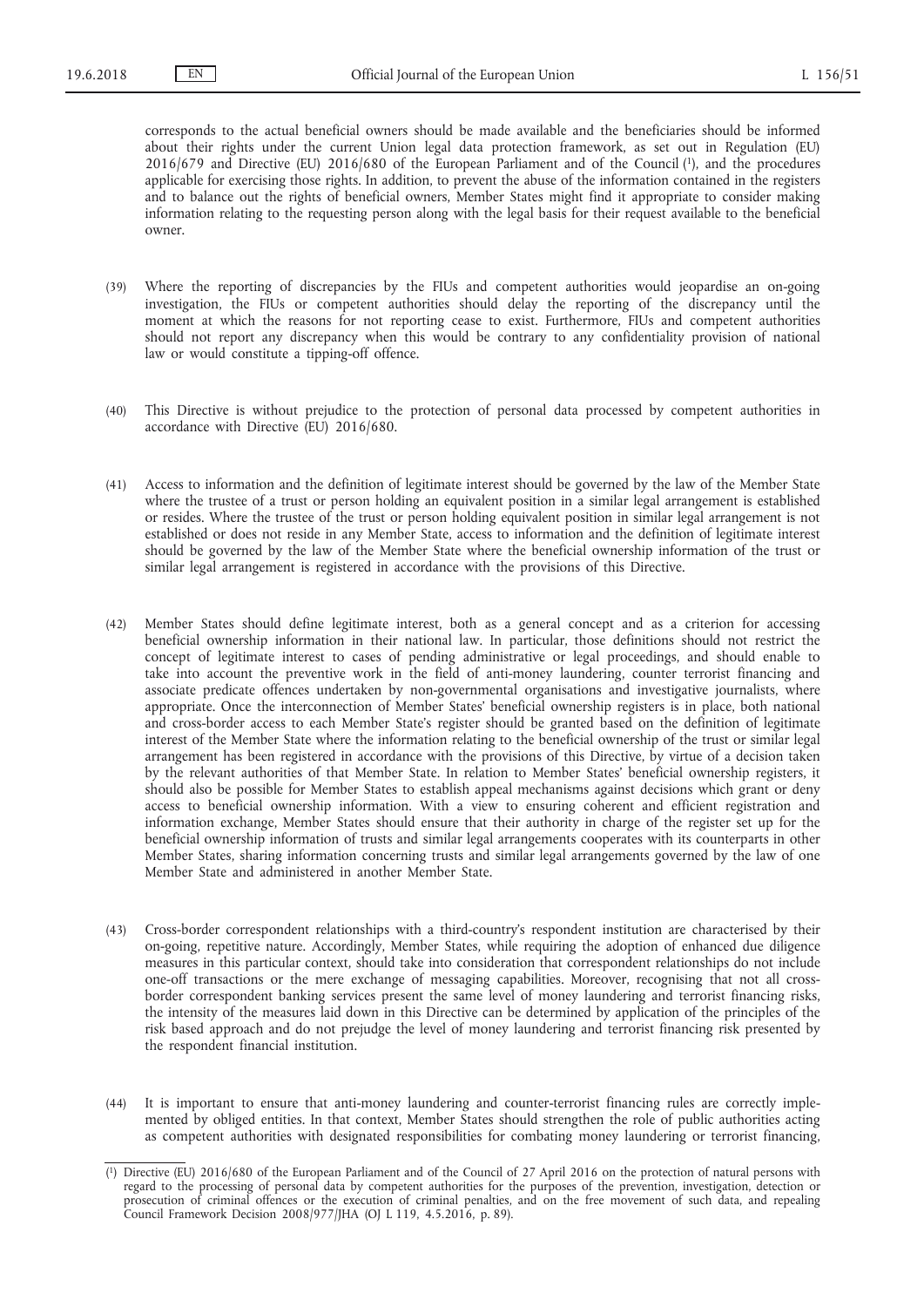corresponds to the actual beneficial owners should be made available and the beneficiaries should be informed about their rights under the current Union legal data protection framework, as set out in Regulation (EU) 2016/679 and Directive (EU) 2016/680 of the European Parliament and of the Council [1], and the procedures applicable for exercising those rights. In addition, to prevent the abuse of the information contained in the registers and to balance out the rights of beneficial owners, Member States might find it appropriate to consider making information relating to the requesting person along with the legal basis for their request available to the beneficial owner.

(39) Where the reporting of discrepancies by the FIUs and competent authorities would jeopardise an on-going investigation, the FIUs or competent authorities should delay the reporting of the discrepancy until the moment at which the reasons for not reporting cease to exist. Furthermore, FIUs and competent authorities should not report any discrepancy when this would be contrary to any confidentiality provision of national law or would constitute a tipping-off offence.

(40) This Directive is without prejudice to the protection of personal data processed by competent authorities in accordance with Directive (EU) 2016/680.

(41) Access to information and the definition of legitimate interest should be governed by the law of the Member State where the trustee of a trust or person holding an equivalent position in a similar legal arrangement is established or resides. Where the trustee of the trust or person holding equivalent position in similar legal arrangement is not established or does not reside in any Member State, access to information and the definition of legitimate interest should be governed by the law of the Member State where the beneficial ownership information of the trust or similar legal arrangement is registered in accordance with the provisions of this Directive.

(42) Member States should define legitimate interest, both as a general concept and as a criterion for accessing beneficial ownership information in their national law. In particular, those definitions should not restrict the concept of legitimate interest to cases of pending administrative or legal proceedings, and should enable to take into account the preventive work in the field of anti-money laundering, counter terrorist financing and associate predicate offences undertaken by non-governmental organisations and investigative journalists, where appropriate. Once the interconnection of Member States' beneficial ownership registers is in place, both national and cross-border access to each Member State's register should be granted based on the definition of legitimate interest of the Member State where the information relating to the beneficial ownership of the trust or similar legal arrangement has been registered in accordance with the provisions of this Directive, by virtue of a decision taken by the relevant authorities of that Member State. In relation to Member States' beneficial ownership registers, it should also be possible for Member States to establish appeal mechanisms against decisions which grant or deny access to beneficial ownership information. With a view to ensuring coherent and efficient registration and information exchange, Member States should ensure that their authority in charge of the register set up for the beneficial ownership information of trusts and similar legal arrangements cooperates with its counterparts in other Member States, sharing information concerning trusts and similar legal arrangements governed by the law of one Member State and administered in another Member State.

(43) Cross-border correspondent relationships with a third-country's respondent institution are characterised by their on-going, repetitive nature. Accordingly, Member States, while requiring the adoption of enhanced due diligence measures in this particular context, should take into consideration that correspondent relationships do not include one-off transactions or the mere exchange of messaging capabilities. Moreover, recognising that not all cross-border correspondent banking services present the same level of money laundering and terrorist financing risks, the intensity of the measures laid down in this Directive can be determined by application of the principles of the risk based approach and do not prejudge the level of money laundering and terrorist financing risk presented by the respondent financial institution.

(44) It is important to ensure that anti-money laundering and counter-terrorist financing rules are correctly implemented by obliged entities. In that context, Member States should strengthen the role of public authorities acting as competent authorities with designated responsibilities for combating money laundering or terrorist financing,

---

[1] Directive (EU) 2016/680 of the European Parliament and of the Council of 27 April 2016 on the protection of natural persons with regard to the processing of personal data by competent authorities for the purposes of the prevention, investigation, detection or prosecution of criminal offences or the execution of criminal penalties, and on the free movement of such data, and repealing Council Framework Decision 2008/977/JHA (OJ L 119, 4.5.2016, p. 89).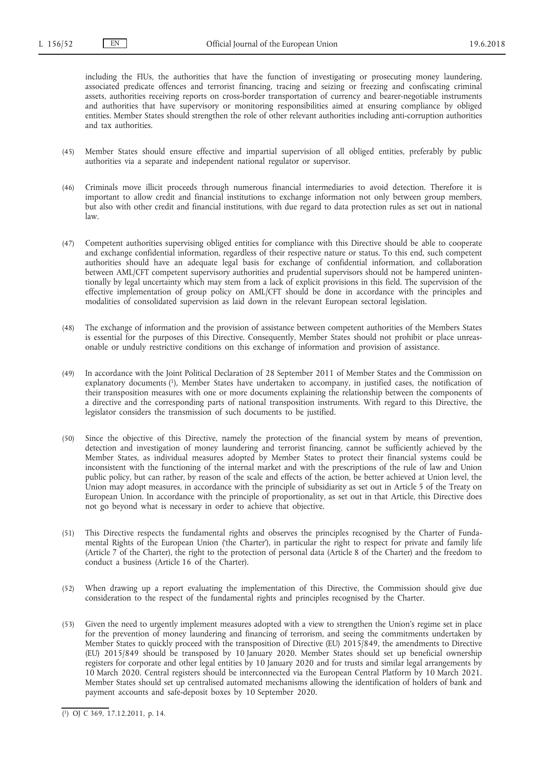including the FIUs, the authorities that have the function of investigating or prosecuting money laundering, associated predicate offences and terrorist financing, tracing and seizing or freezing and confiscating criminal assets, authorities receiving reports on cross-border transportation of currency and bearer-negotiable instruments and authorities that have supervisory or monitoring responsibilities aimed at ensuring compliance by obliged entities. Member States should strengthen the role of other relevant authorities including anti-corruption authorities and tax authorities.

(45) Member States should ensure effective and impartial supervision of all obliged entities, preferably by public authorities via a separate and independent national regulator or supervisor.

(46) Criminals move illicit proceeds through numerous financial intermediaries to avoid detection. Therefore it is important to allow credit and financial institutions to exchange information not only between group members, but also with other credit and financial institutions, with due regard to data protection rules as set out in national law.

(47) Competent authorities supervising obliged entities for compliance with this Directive should be able to cooperate and exchange confidential information, regardless of their respective nature or status. To this end, such competent authorities should have an adequate legal basis for exchange of confidential information, and collaboration between AML/CFT competent supervisory authorities and prudential supervisors should not be hampered unintentionally by legal uncertainty which may stem from a lack of explicit provisions in this field. The supervision of the effective implementation of group policy on AML/CFT should be done in accordance with the principles and modalities of consolidated supervision as laid down in the relevant European sectoral legislation.

(48) The exchange of information and the provision of assistance between competent authorities of the Members States is essential for the purposes of this Directive. Consequently, Member States should not prohibit or place unreasonable or unduly restrictive conditions on this exchange of information and provision of assistance.

(49) In accordance with the Joint Political Declaration of 28 September 2011 of Member States and the Commission on explanatory documents [1], Member States have undertaken to accompany, in justified cases, the notification of their transposition measures with one or more documents explaining the relationship between the components of a directive and the corresponding parts of national transposition instruments. With regard to this Directive, the legislator considers the transmission of such documents to be justified.

(50) Since the objective of this Directive, namely the protection of the financial system by means of prevention, detection and investigation of money laundering and terrorist financing, cannot be sufficiently achieved by the Member States, as individual measures adopted by Member States to protect their financial systems could be inconsistent with the functioning of the internal market and with the prescriptions of the rule of law and Union public policy, but can rather, by reason of the scale and effects of the action, be better achieved at Union level, the Union may adopt measures, in accordance with the principle of subsidiarity as set out in Article 5 of the Treaty on European Union. In accordance with the principle of proportionality, as set out in that Article, this Directive does not go beyond what is necessary in order to achieve that objective.

(51) This Directive respects the fundamental rights and observes the principles recognised by the Charter of Fundamental Rights of the European Union ('the Charter'), in particular the right to respect for private and family life (Article 7 of the Charter), the right to the protection of personal data (Article 8 of the Charter) and the freedom to conduct a business (Article 16 of the Charter).

(52) When drawing up a report evaluating the implementation of this Directive, the Commission should give due consideration to the respect of the fundamental rights and principles recognised by the Charter.

(53) Given the need to urgently implement measures adopted with a view to strengthen the Union's regime set in place for the prevention of money laundering and financing of terrorism, and seeing the commitments undertaken by Member States to quickly proceed with the transposition of Directive (EU) 2015/849, the amendments to Directive (EU) 2015/849 should be transposed by 10 January 2020. Member States should set up beneficial ownership registers for corporate and other legal entities by 10 January 2020 and for trusts and similar legal arrangements by 10 March 2020. Central registers should be interconnected via the European Central Platform by 10 March 2021. Member States should set up centralised automated mechanisms allowing the identification of holders of bank and payment accounts and safe-deposit boxes by 10 September 2020.

---

[1] OJ C 369, 17.12.2011, p. 14.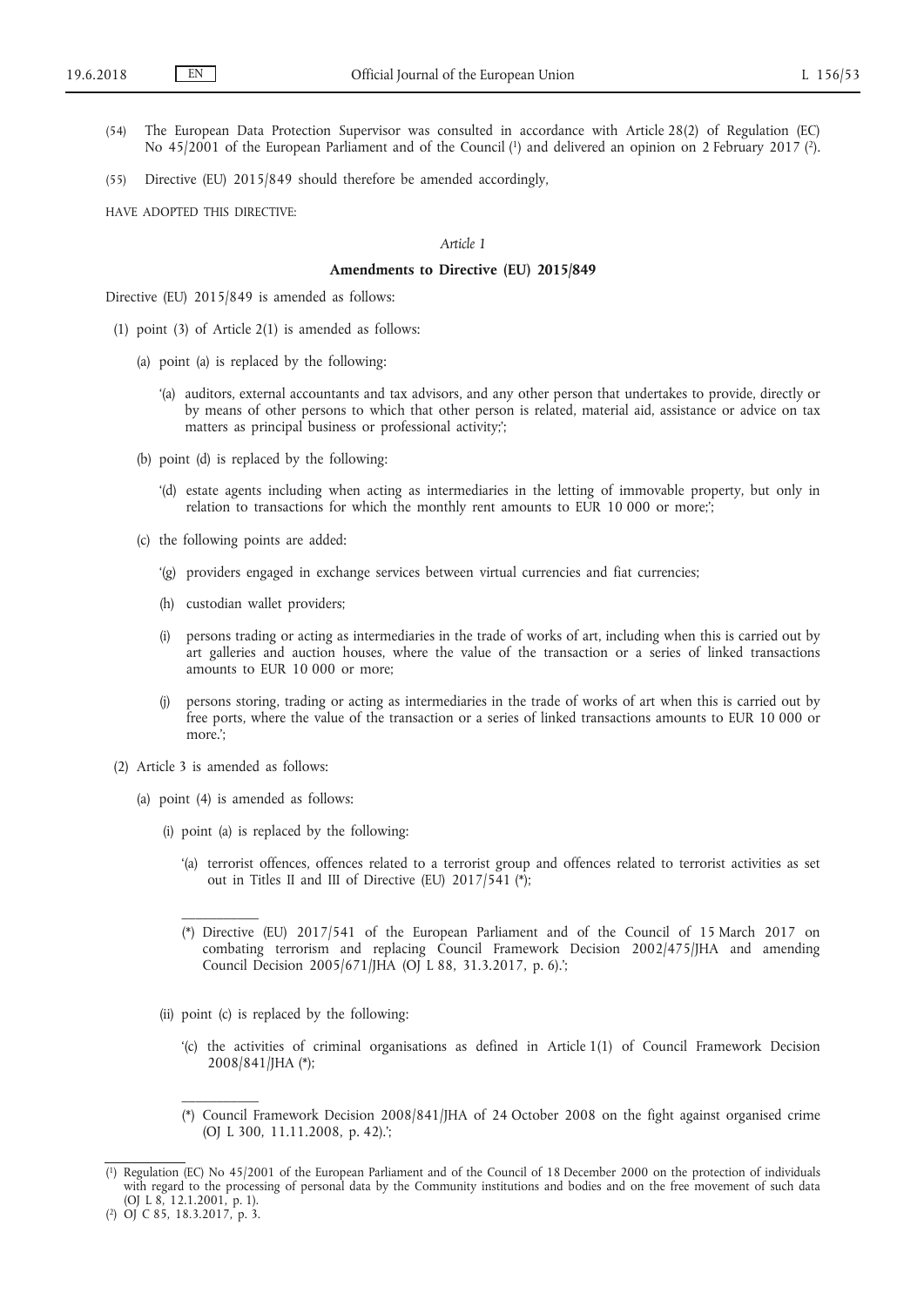(54) The European Data Protection Supervisor was consulted in accordance with Article 28(2) of Regulation (EC) No 45/2001 of the European Parliament and of the Council [1] and delivered an opinion on 2 February 2017 [2].

(55) Directive (EU) 2015/849 should therefore be amended accordingly,

HAVE ADOPTED THIS DIRECTIVE:

*Article 1*

**Amendments to Directive (EU) 2015/849**

Directive (EU) 2015/849 is amended as follows:

(1) point (3) of Article 2(1) is amended as follows:

(a) point (a) is replaced by the following:

'(a) auditors, external accountants and tax advisors, and any other person that undertakes to provide, directly or by means of other persons to which that other person is related, material aid, assistance or advice on tax matters as principal business or professional activity;';

(b) point (d) is replaced by the following:

'(d) estate agents including when acting as intermediaries in the letting of immovable property, but only in relation to transactions for which the monthly rent amounts to EUR 10 000 or more;';

(c) the following points are added:

'(g) providers engaged in exchange services between virtual currencies and fiat currencies;

(h) custodian wallet providers;

(i) persons trading or acting as intermediaries in the trade of works of art, including when this is carried out by art galleries and auction houses, where the value of the transaction or a series of linked transactions amounts to EUR 10 000 or more;

(j) persons storing, trading or acting as intermediaries in the trade of works of art when this is carried out by free ports, where the value of the transaction or a series of linked transactions amounts to EUR 10 000 or more.';

(2) Article 3 is amended as follows:

(a) point (4) is amended as follows:

(i) point (a) is replaced by the following:

'(a) terrorist offences, offences related to a terrorist group and offences related to terrorist activities as set out in Titles II and III of Directive (EU) 2017/541 (*);

---

(*) Directive (EU) 2017/541 of the European Parliament and of the Council of 15 March 2017 on combating terrorism and replacing Council Framework Decision 2002/475/JHA and amending Council Decision 2005/671/JHA (OJ L 88, 31.3.2017, p. 6).';

(ii) point (c) is replaced by the following:

'(c) the activities of criminal organisations as defined in Article 1(1) of Council Framework Decision 2008/841/JHA (*);

---

(*) Council Framework Decision 2008/841/JHA of 24 October 2008 on the fight against organised crime (OJ L 300, 11.11.2008, p. 42).';

---

[1] Regulation (EC) No 45/2001 of the European Parliament and of the Council of 18 December 2000 on the protection of individuals with regard to the processing of personal data by the Community institutions and bodies and on the free movement of such data (OJ L 8, 12.1.2001, p. 1).

[2] OJ C 85, 18.3.2017, p. 3.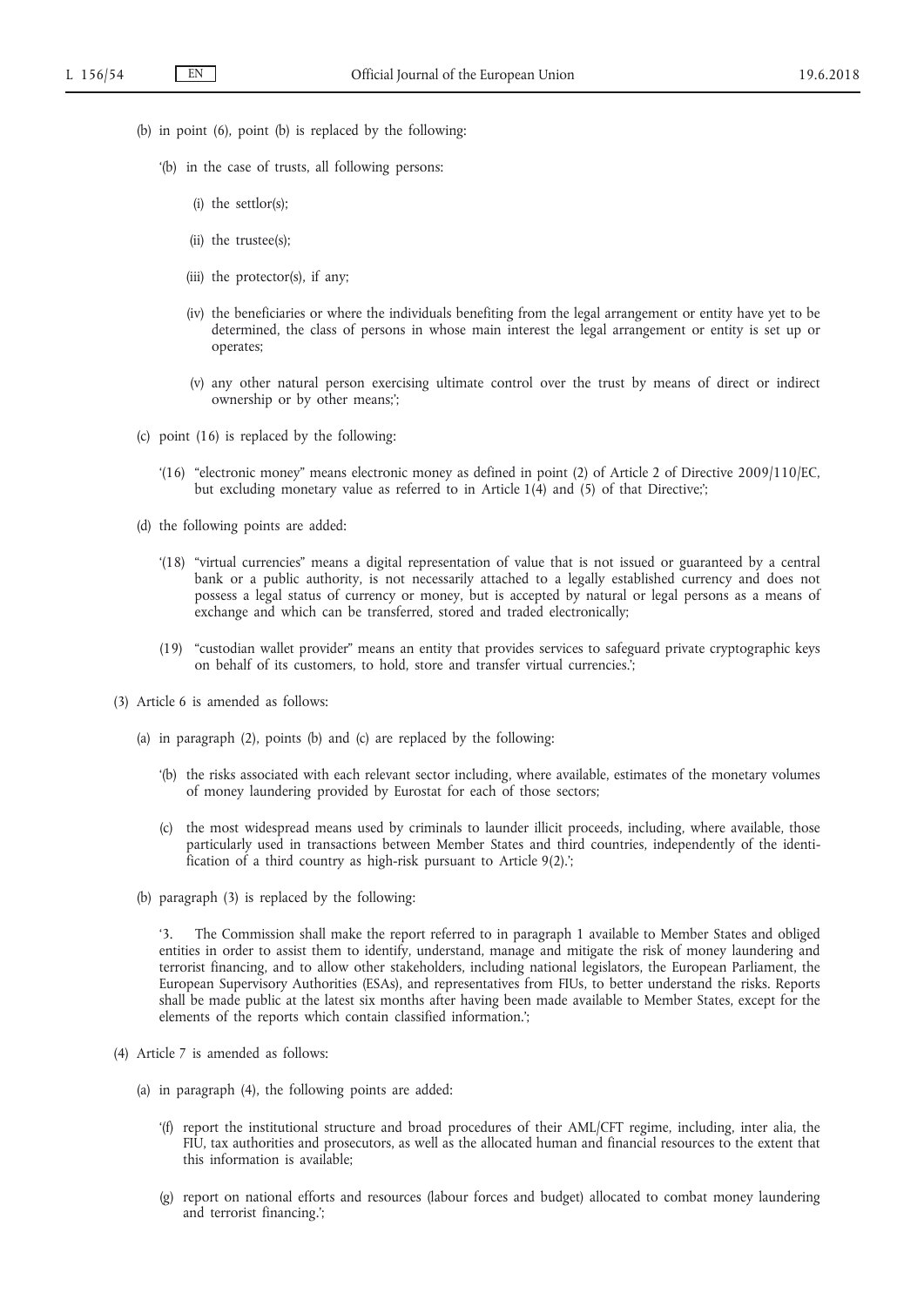(b) in point (6), point (b) is replaced by the following:

'(b) in the case of trusts, all following persons:

(i) the settlor(s);

(ii) the trustee(s);

(iii) the protector(s), if any;

(iv) the beneficiaries or where the individuals benefiting from the legal arrangement or entity have yet to be determined, the class of persons in whose main interest the legal arrangement or entity is set up or operates;

(v) any other natural person exercising ultimate control over the trust by means of direct or indirect ownership or by other means;';

(c) point (16) is replaced by the following:

'(16) "electronic money" means electronic money as defined in point (2) of Article 2 of Directive 2009/110/EC, but excluding monetary value as referred to in Article 1(4) and (5) of that Directive;';

(d) the following points are added:

'(18) "virtual currencies" means a digital representation of value that is not issued or guaranteed by a central bank or a public authority, is not necessarily attached to a legally established currency and does not possess a legal status of currency or money, but is accepted by natural or legal persons as a means of exchange and which can be transferred, stored and traded electronically;

(19) "custodian wallet provider" means an entity that provides services to safeguard private cryptographic keys on behalf of its customers, to hold, store and transfer virtual currencies.';

(3) Article 6 is amended as follows:

(a) in paragraph (2), points (b) and (c) are replaced by the following:

'(b) the risks associated with each relevant sector including, where available, estimates of the monetary volumes of money laundering provided by Eurostat for each of those sectors;

(c) the most widespread means used by criminals to launder illicit proceeds, including, where available, those particularly used in transactions between Member States and third countries, independently of the identification of a third country as high-risk pursuant to Article 9(2).';

(b) paragraph (3) is replaced by the following:

'3. The Commission shall make the report referred to in paragraph 1 available to Member States and obliged entities in order to assist them to identify, understand, manage and mitigate the risk of money laundering and terrorist financing, and to allow other stakeholders, including national legislators, the European Parliament, the European Supervisory Authorities (ESAs), and representatives from FIUs, to better understand the risks. Reports shall be made public at the latest six months after having been made available to Member States, except for the elements of the reports which contain classified information.';

(4) Article 7 is amended as follows:

(a) in paragraph (4), the following points are added:

'(f) report the institutional structure and broad procedures of their AML/CFT regime, including, inter alia, the FIU, tax authorities and prosecutors, as well as the allocated human and financial resources to the extent that this information is available;

(g) report on national efforts and resources (labour forces and budget) allocated to combat money laundering and terrorist financing.';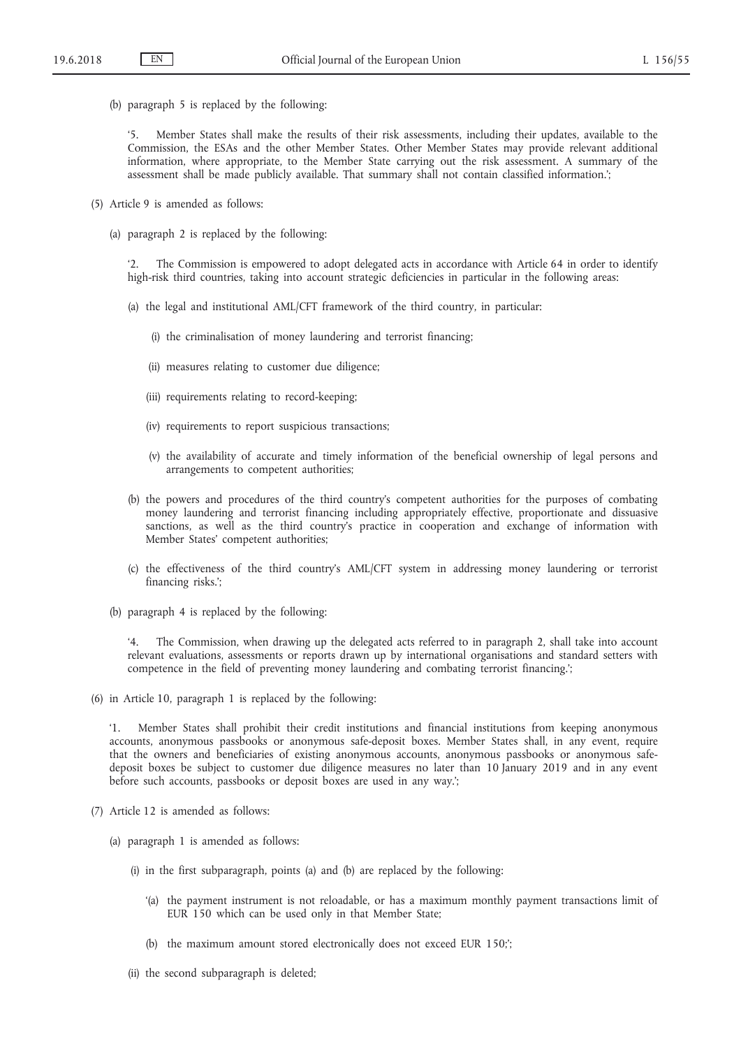(b) paragraph 5 is replaced by the following:

'5. Member States shall make the results of their risk assessments, including their updates, available to the Commission, the ESAs and the other Member States. Other Member States may provide relevant additional information, where appropriate, to the Member State carrying out the risk assessment. A summary of the assessment shall be made publicly available. That summary shall not contain classified information.';

(5) Article 9 is amended as follows:

(a) paragraph 2 is replaced by the following:

'2. The Commission is empowered to adopt delegated acts in accordance with Article 64 in order to identify high-risk third countries, taking into account strategic deficiencies in particular in the following areas:

(a) the legal and institutional AML/CFT framework of the third country, in particular:

(i) the criminalisation of money laundering and terrorist financing;

(ii) measures relating to customer due diligence;

(iii) requirements relating to record-keeping;

(iv) requirements to report suspicious transactions;

(v) the availability of accurate and timely information of the beneficial ownership of legal persons and arrangements to competent authorities;

(b) the powers and procedures of the third country's competent authorities for the purposes of combating money laundering and terrorist financing including appropriately effective, proportionate and dissuasive sanctions, as well as the third country's practice in cooperation and exchange of information with Member States' competent authorities;

(c) the effectiveness of the third country's AML/CFT system in addressing money laundering or terrorist financing risks.';

(b) paragraph 4 is replaced by the following:

'4. The Commission, when drawing up the delegated acts referred to in paragraph 2, shall take into account relevant evaluations, assessments or reports drawn up by international organisations and standard setters with competence in the field of preventing money laundering and combating terrorist financing.';

(6) in Article 10, paragraph 1 is replaced by the following:

'1. Member States shall prohibit their credit institutions and financial institutions from keeping anonymous accounts, anonymous passbooks or anonymous safe-deposit boxes. Member States shall, in any event, require that the owners and beneficiaries of existing anonymous accounts, anonymous passbooks or anonymous safe-deposit boxes be subject to customer due diligence measures no later than 10 January 2019 and in any event before such accounts, passbooks or deposit boxes are used in any way.';

(7) Article 12 is amended as follows:

(a) paragraph 1 is amended as follows:

(i) in the first subparagraph, points (a) and (b) are replaced by the following:

'(a) the payment instrument is not reloadable, or has a maximum monthly payment transactions limit of EUR 150 which can be used only in that Member State;

(b) the maximum amount stored electronically does not exceed EUR 150;';

(ii) the second subparagraph is deleted;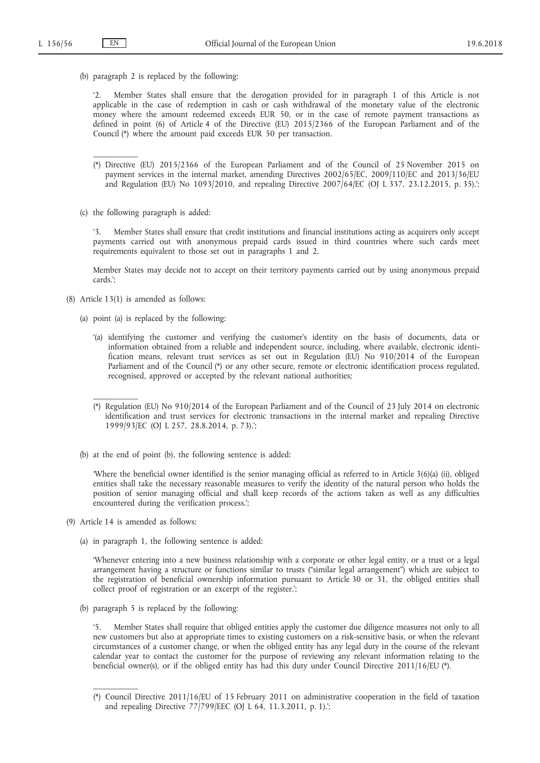(b) paragraph 2 is replaced by the following:

'2. Member States shall ensure that the derogation provided for in paragraph 1 of this Article is not applicable in the case of redemption in cash or cash withdrawal of the monetary value of the electronic money where the amount redeemed exceeds EUR 50, or in the case of remote payment transactions as defined in point (6) of Article 4 of the Directive (EU) 2015/2366 of the European Parliament and of the Council (*) where the amount paid exceeds EUR 50 per transaction.

---

(*) Directive (EU) 2015/2366 of the European Parliament and of the Council of 25 November 2015 on payment services in the internal market, amending Directives 2002/65/EC, 2009/110/EC and 2013/36/EU and Regulation (EU) No 1093/2010, and repealing Directive 2007/64/EC (OJ L 337, 23.12.2015, p. 35).';

(c) the following paragraph is added:

'3. Member States shall ensure that credit institutions and financial institutions acting as acquirers only accept payments carried out with anonymous prepaid cards issued in third countries where such cards meet requirements equivalent to those set out in paragraphs 1 and 2.

Member States may decide not to accept on their territory payments carried out by using anonymous prepaid cards.';

(8) Article 13(1) is amended as follows:

(a) point (a) is replaced by the following:

'(a) identifying the customer and verifying the customer's identity on the basis of documents, data or information obtained from a reliable and independent source, including, where available, electronic identification means, relevant trust services as set out in Regulation (EU) No 910/2014 of the European Parliament and of the Council (*) or any other secure, remote or electronic identification process regulated, recognised, approved or accepted by the relevant national authorities;

---

(*) Regulation (EU) No 910/2014 of the European Parliament and of the Council of 23 July 2014 on electronic identification and trust services for electronic transactions in the internal market and repealing Directive 1999/93/EC (OJ L 257, 28.8.2014, p. 73).';

(b) at the end of point (b), the following sentence is added:

'Where the beneficial owner identified is the senior managing official as referred to in Article 3(6)(a) (ii), obliged entities shall take the necessary reasonable measures to verify the identity of the natural person who holds the position of senior managing official and shall keep records of the actions taken as well as any difficulties encountered during the verification process.';

(9) Article 14 is amended as follows:

(a) in paragraph 1, the following sentence is added:

'Whenever entering into a new business relationship with a corporate or other legal entity, or a trust or a legal arrangement having a structure or functions similar to trusts ("similar legal arrangement") which are subject to the registration of beneficial ownership information pursuant to Article 30 or 31, the obliged entities shall collect proof of registration or an excerpt of the register.';

(b) paragraph 5 is replaced by the following:

'5. Member States shall require that obliged entities apply the customer due diligence measures not only to all new customers but also at appropriate times to existing customers on a risk-sensitive basis, or when the relevant circumstances of a customer change, or when the obliged entity has any legal duty in the course of the relevant calendar year to contact the customer for the purpose of reviewing any relevant information relating to the beneficial owner(s), or if the obliged entity has had this duty under Council Directive 2011/16/EU (*).

---

(*) Council Directive 2011/16/EU of 15 February 2011 on administrative cooperation in the field of taxation and repealing Directive 77/799/EEC (OJ L 64, 11.3.2011, p. 1).';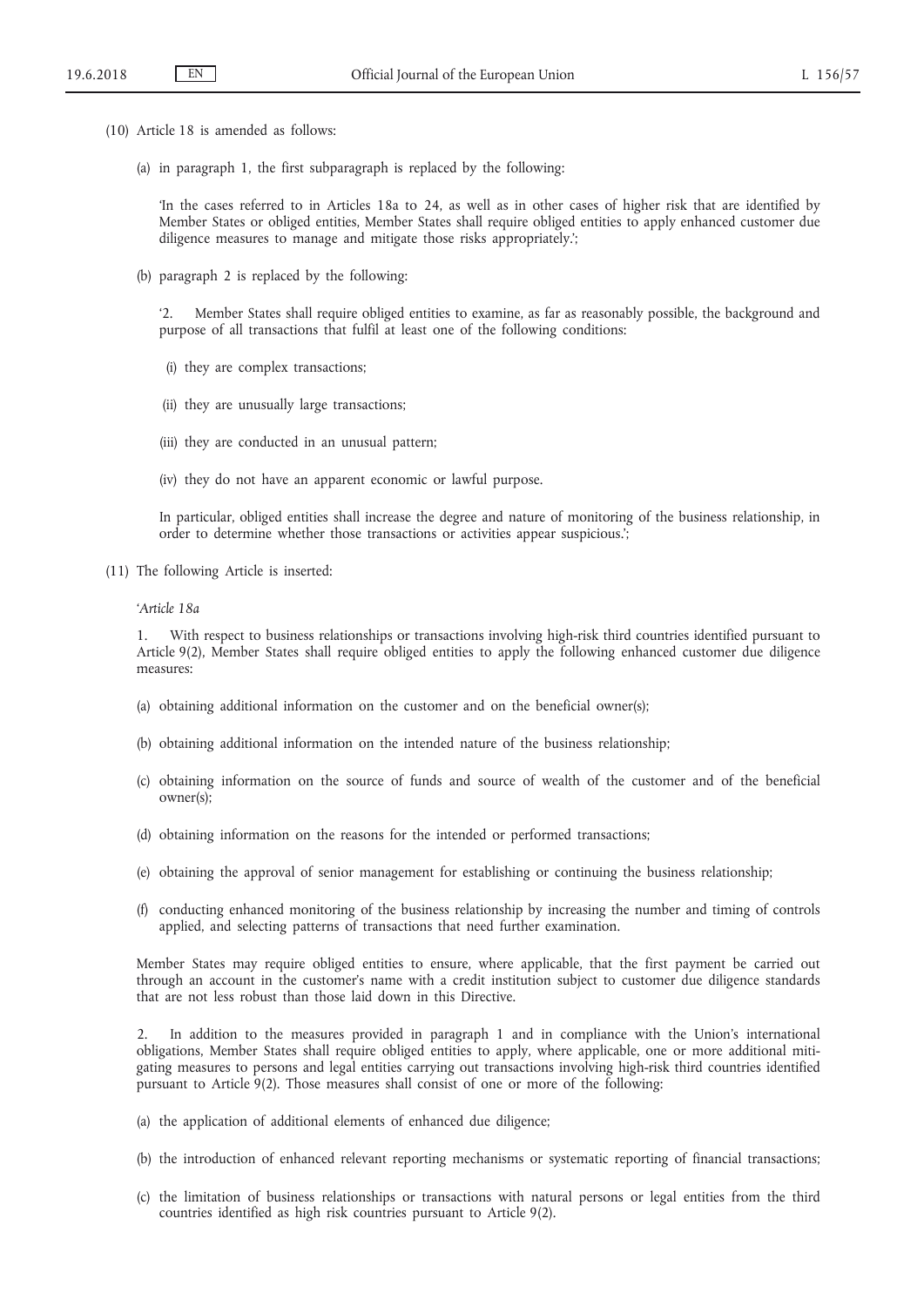(10) Article 18 is amended as follows:

(a) in paragraph 1, the first subparagraph is replaced by the following:

'In the cases referred to in Articles 18a to 24, as well as in other cases of higher risk that are identified by Member States or obliged entities, Member States shall require obliged entities to apply enhanced customer due diligence measures to manage and mitigate those risks appropriately.';

(b) paragraph 2 is replaced by the following:

'2. Member States shall require obliged entities to examine, as far as reasonably possible, the background and purpose of all transactions that fulfil at least one of the following conditions:

(i) they are complex transactions;

(ii) they are unusually large transactions;

(iii) they are conducted in an unusual pattern;

(iv) they do not have an apparent economic or lawful purpose.

In particular, obliged entities shall increase the degree and nature of monitoring of the business relationship, in order to determine whether those transactions or activities appear suspicious.';

(11) The following Article is inserted:

'*Article 18a*

1. With respect to business relationships or transactions involving high-risk third countries identified pursuant to Article 9(2), Member States shall require obliged entities to apply the following enhanced customer due diligence measures:

(a) obtaining additional information on the customer and on the beneficial owner(s);

(b) obtaining additional information on the intended nature of the business relationship;

(c) obtaining information on the source of funds and source of wealth of the customer and of the beneficial owner(s);

(d) obtaining information on the reasons for the intended or performed transactions;

(e) obtaining the approval of senior management for establishing or continuing the business relationship;

(f) conducting enhanced monitoring of the business relationship by increasing the number and timing of controls applied, and selecting patterns of transactions that need further examination.

Member States may require obliged entities to ensure, where applicable, that the first payment be carried out through an account in the customer's name with a credit institution subject to customer due diligence standards that are not less robust than those laid down in this Directive.

2. In addition to the measures provided in paragraph 1 and in compliance with the Union's international obligations, Member States shall require obliged entities to apply, where applicable, one or more additional mitigating measures to persons and legal entities carrying out transactions involving high-risk third countries identified pursuant to Article 9(2). Those measures shall consist of one or more of the following:

(a) the application of additional elements of enhanced due diligence;

(b) the introduction of enhanced relevant reporting mechanisms or systematic reporting of financial transactions;

(c) the limitation of business relationships or transactions with natural persons or legal entities from the third countries identified as high risk countries pursuant to Article 9(2).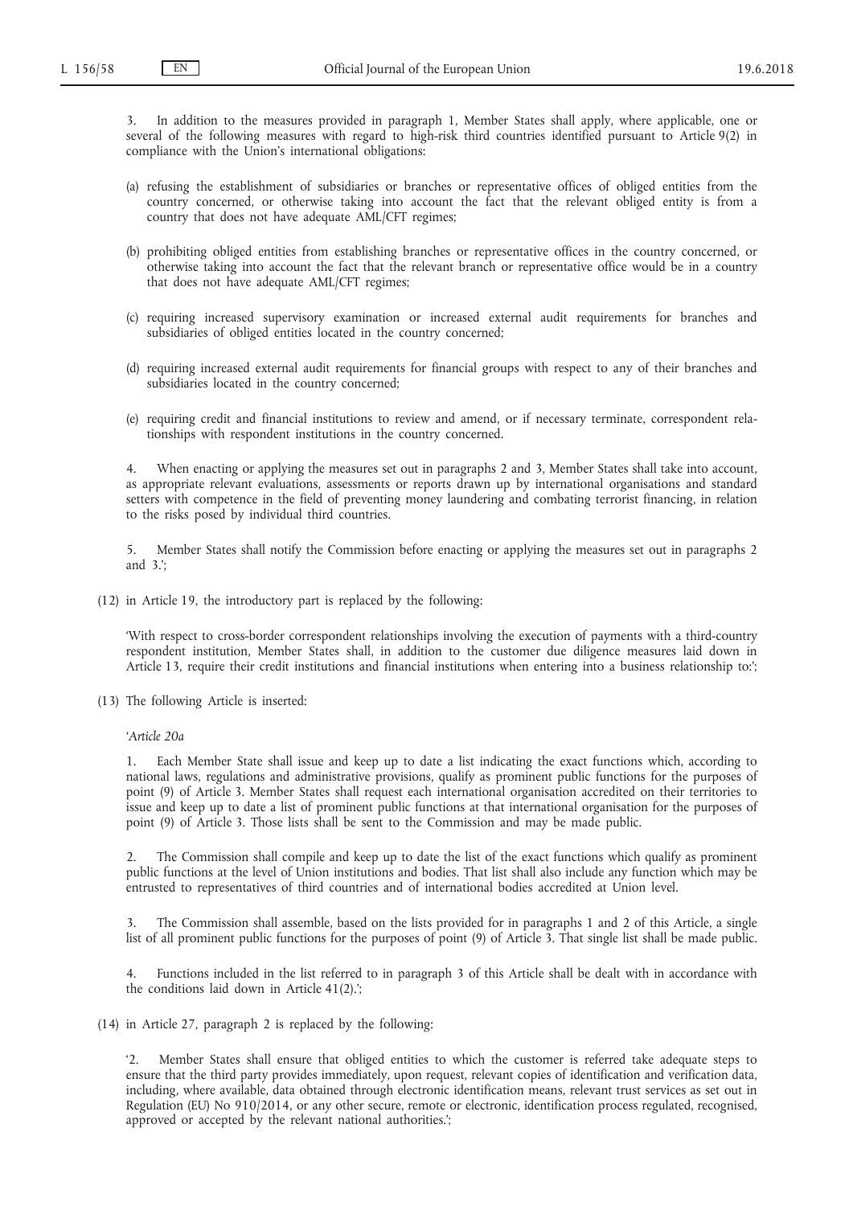3. In addition to the measures provided in paragraph 1, Member States shall apply, where applicable, one or several of the following measures with regard to high-risk third countries identified pursuant to Article 9(2) in compliance with the Union's international obligations:

(a) refusing the establishment of subsidiaries or branches or representative offices of obliged entities from the country concerned, or otherwise taking into account the fact that the relevant obliged entity is from a country that does not have adequate AML/CFT regimes;

(b) prohibiting obliged entities from establishing branches or representative offices in the country concerned, or otherwise taking into account the fact that the relevant branch or representative office would be in a country that does not have adequate AML/CFT regimes;

(c) requiring increased supervisory examination or increased external audit requirements for branches and subsidiaries of obliged entities located in the country concerned;

(d) requiring increased external audit requirements for financial groups with respect to any of their branches and subsidiaries located in the country concerned;

(e) requiring credit and financial institutions to review and amend, or if necessary terminate, correspondent relationships with respondent institutions in the country concerned.

4. When enacting or applying the measures set out in paragraphs 2 and 3, Member States shall take into account, as appropriate relevant evaluations, assessments or reports drawn up by international organisations and standard setters with competence in the field of preventing money laundering and combating terrorist financing, in relation to the risks posed by individual third countries.

5. Member States shall notify the Commission before enacting or applying the measures set out in paragraphs 2 and 3.';

(12) in Article 19, the introductory part is replaced by the following:

'With respect to cross-border correspondent relationships involving the execution of payments with a third-country respondent institution, Member States shall, in addition to the customer due diligence measures laid down in Article 13, require their credit institutions and financial institutions when entering into a business relationship to:';

(13) The following Article is inserted:

'*Article 20a*

1. Each Member State shall issue and keep up to date a list indicating the exact functions which, according to national laws, regulations and administrative provisions, qualify as prominent public functions for the purposes of point (9) of Article 3. Member States shall request each international organisation accredited on their territories to issue and keep up to date a list of prominent public functions at that international organisation for the purposes of point (9) of Article 3. Those lists shall be sent to the Commission and may be made public.

2. The Commission shall compile and keep up to date the list of the exact functions which qualify as prominent public functions at the level of Union institutions and bodies. That list shall also include any function which may be entrusted to representatives of third countries and of international bodies accredited at Union level.

3. The Commission shall assemble, based on the lists provided for in paragraphs 1 and 2 of this Article, a single list of all prominent public functions for the purposes of point (9) of Article 3. That single list shall be made public.

4. Functions included in the list referred to in paragraph 3 of this Article shall be dealt with in accordance with the conditions laid down in Article 41(2).';

(14) in Article 27, paragraph 2 is replaced by the following:

'2. Member States shall ensure that obliged entities to which the customer is referred take adequate steps to ensure that the third party provides immediately, upon request, relevant copies of identification and verification data, including, where available, data obtained through electronic identification means, relevant trust services as set out in Regulation (EU) No 910/2014, or any other secure, remote or electronic, identification process regulated, recognised, approved or accepted by the relevant national authorities.';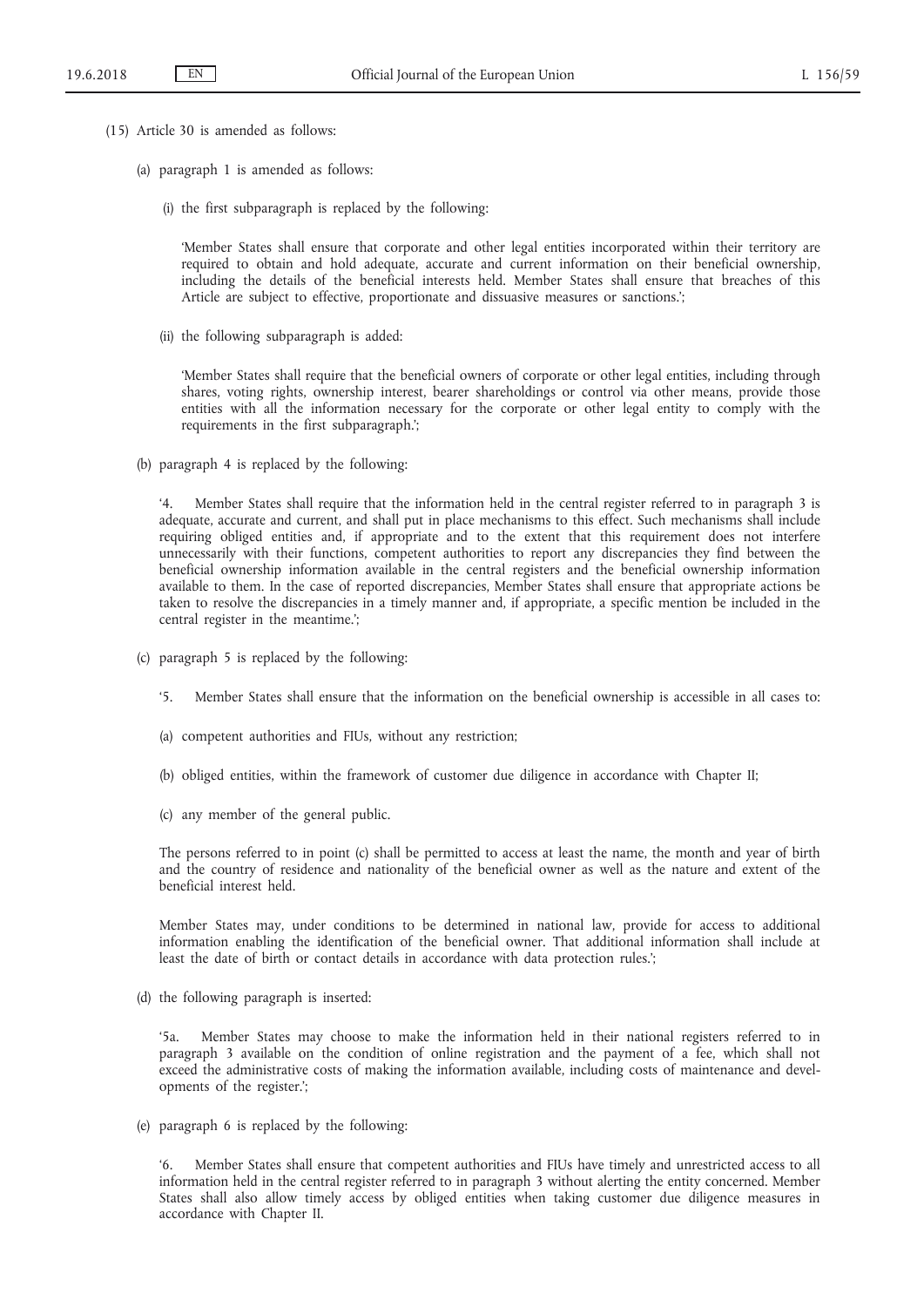(15) Article 30 is amended as follows:

(a) paragraph 1 is amended as follows:

(i) the first subparagraph is replaced by the following:

'Member States shall ensure that corporate and other legal entities incorporated within their territory are required to obtain and hold adequate, accurate and current information on their beneficial ownership, including the details of the beneficial interests held. Member States shall ensure that breaches of this Article are subject to effective, proportionate and dissuasive measures or sanctions.';

(ii) the following subparagraph is added:

'Member States shall require that the beneficial owners of corporate or other legal entities, including through shares, voting rights, ownership interest, bearer shareholdings or control via other means, provide those entities with all the information necessary for the corporate or other legal entity to comply with the requirements in the first subparagraph.';

(b) paragraph 4 is replaced by the following:

'4. Member States shall require that the information held in the central register referred to in paragraph 3 is adequate, accurate and current, and shall put in place mechanisms to this effect. Such mechanisms shall include requiring obliged entities and, if appropriate and to the extent that this requirement does not interfere unnecessarily with their functions, competent authorities to report any discrepancies they find between the beneficial ownership information available in the central registers and the beneficial ownership information available to them. In the case of reported discrepancies, Member States shall ensure that appropriate actions be taken to resolve the discrepancies in a timely manner and, if appropriate, a specific mention be included in the central register in the meantime.';

(c) paragraph 5 is replaced by the following:

'5. Member States shall ensure that the information on the beneficial ownership is accessible in all cases to:

(a) competent authorities and FIUs, without any restriction;

(b) obliged entities, within the framework of customer due diligence in accordance with Chapter II;

(c) any member of the general public.

The persons referred to in point (c) shall be permitted to access at least the name, the month and year of birth and the country of residence and nationality of the beneficial owner as well as the nature and extent of the beneficial interest held.

Member States may, under conditions to be determined in national law, provide for access to additional information enabling the identification of the beneficial owner. That additional information shall include at least the date of birth or contact details in accordance with data protection rules.';

(d) the following paragraph is inserted:

'5a. Member States may choose to make the information held in their national registers referred to in paragraph 3 available on the condition of online registration and the payment of a fee, which shall not exceed the administrative costs of making the information available, including costs of maintenance and developments of the register.';

(e) paragraph 6 is replaced by the following:

'6. Member States shall ensure that competent authorities and FIUs have timely and unrestricted access to all information held in the central register referred to in paragraph 3 without alerting the entity concerned. Member States shall also allow timely access by obliged entities when taking customer due diligence measures in accordance with Chapter II.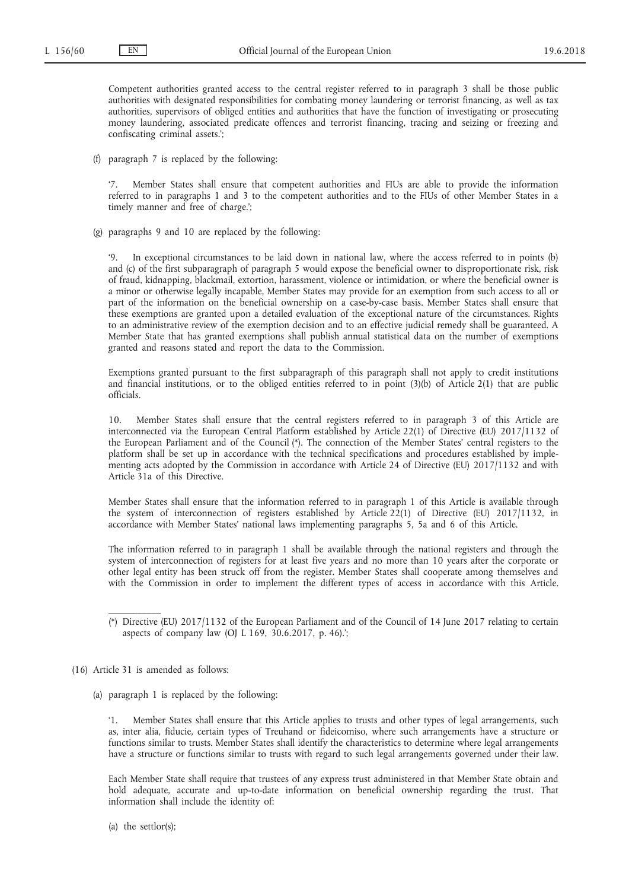Competent authorities granted access to the central register referred to in paragraph 3 shall be those public authorities with designated responsibilities for combating money laundering or terrorist financing, as well as tax authorities, supervisors of obliged entities and authorities that have the function of investigating or prosecuting money laundering, associated predicate offences and terrorist financing, tracing and seizing or freezing and confiscating criminal assets.';

(f) paragraph 7 is replaced by the following:

'7. Member States shall ensure that competent authorities and FIUs are able to provide the information referred to in paragraphs 1 and 3 to the competent authorities and to the FIUs of other Member States in a timely manner and free of charge.';

(g) paragraphs 9 and 10 are replaced by the following:

'9. In exceptional circumstances to be laid down in national law, where the access referred to in points (b) and (c) of the first subparagraph of paragraph 5 would expose the beneficial owner to disproportionate risk, risk of fraud, kidnapping, blackmail, extortion, harassment, violence or intimidation, or where the beneficial owner is a minor or otherwise legally incapable, Member States may provide for an exemption from such access to all or part of the information on the beneficial ownership on a case-by-case basis. Member States shall ensure that these exemptions are granted upon a detailed evaluation of the exceptional nature of the circumstances. Rights to an administrative review of the exemption decision and to an effective judicial remedy shall be guaranteed. A Member State that has granted exemptions shall publish annual statistical data on the number of exemptions granted and reasons stated and report the data to the Commission.

Exemptions granted pursuant to the first subparagraph of this paragraph shall not apply to credit institutions and financial institutions, or to the obliged entities referred to in point (3)(b) of Article 2(1) that are public officials.

10. Member States shall ensure that the central registers referred to in paragraph 3 of this Article are interconnected via the European Central Platform established by Article 22(1) of Directive (EU) 2017/1132 of the European Parliament and of the Council (*). The connection of the Member States' central registers to the platform shall be set up in accordance with the technical specifications and procedures established by implementing acts adopted by the Commission in accordance with Article 24 of Directive (EU) 2017/1132 and with Article 31a of this Directive.

Member States shall ensure that the information referred to in paragraph 1 of this Article is available through the system of interconnection of registers established by Article 22(1) of Directive (EU) 2017/1132, in accordance with Member States' national laws implementing paragraphs 5, 5a and 6 of this Article.

The information referred to in paragraph 1 shall be available through the national registers and through the system of interconnection of registers for at least five years and no more than 10 years after the corporate or other legal entity has been struck off from the register. Member States shall cooperate among themselves and with the Commission in order to implement the different types of access in accordance with this Article.

---

(*) Directive (EU) 2017/1132 of the European Parliament and of the Council of 14 June 2017 relating to certain aspects of company law (OJ L 169, 30.6.2017, p. 46).';

(16) Article 31 is amended as follows:

(a) paragraph 1 is replaced by the following:

'1. Member States shall ensure that this Article applies to trusts and other types of legal arrangements, such as, inter alia, fiducie, certain types of Treuhand or fideicomiso, where such arrangements have a structure or functions similar to trusts. Member States shall identify the characteristics to determine where legal arrangements have a structure or functions similar to trusts with regard to such legal arrangements governed under their law.

Each Member State shall require that trustees of any express trust administered in that Member State obtain and hold adequate, accurate and up-to-date information on beneficial ownership regarding the trust. That information shall include the identity of:

(a) the settlor(s);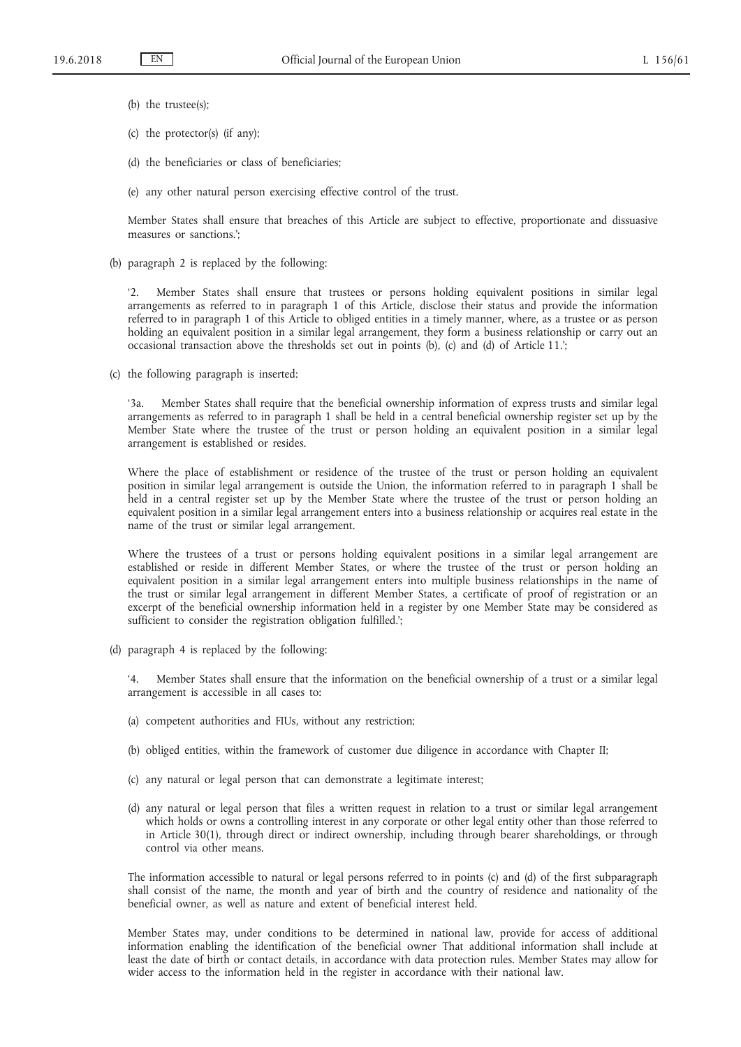(b) the trustee(s);

(c) the protector(s) (if any);

(d) the beneficiaries or class of beneficiaries;

(e) any other natural person exercising effective control of the trust.

Member States shall ensure that breaches of this Article are subject to effective, proportionate and dissuasive measures or sanctions.';

(b) paragraph 2 is replaced by the following:

'2. Member States shall ensure that trustees or persons holding equivalent positions in similar legal arrangements as referred to in paragraph 1 of this Article, disclose their status and provide the information referred to in paragraph 1 of this Article to obliged entities in a timely manner, where, as a trustee or as person holding an equivalent position in a similar legal arrangement, they form a business relationship or carry out an occasional transaction above the thresholds set out in points (b), (c) and (d) of Article 11.';

(c) the following paragraph is inserted:

'3a. Member States shall require that the beneficial ownership information of express trusts and similar legal arrangements as referred to in paragraph 1 shall be held in a central beneficial ownership register set up by the Member State where the trustee of the trust or person holding an equivalent position in a similar legal arrangement is established or resides.

Where the place of establishment or residence of the trustee of the trust or person holding an equivalent position in similar legal arrangement is outside the Union, the information referred to in paragraph 1 shall be held in a central register set up by the Member State where the trustee of the trust or person holding an equivalent position in a similar legal arrangement enters into a business relationship or acquires real estate in the name of the trust or similar legal arrangement.

Where the trustees of a trust or persons holding equivalent positions in a similar legal arrangement are established or reside in different Member States, or where the trustee of the trust or person holding an equivalent position in a similar legal arrangement enters into multiple business relationships in the name of the trust or similar legal arrangement in different Member States, a certificate of proof of registration or an excerpt of the beneficial ownership information held in a register by one Member State may be considered as sufficient to consider the registration obligation fulfilled.';

(d) paragraph 4 is replaced by the following:

'4. Member States shall ensure that the information on the beneficial ownership of a trust or a similar legal arrangement is accessible in all cases to:

(a) competent authorities and FIUs, without any restriction;

(b) obliged entities, within the framework of customer due diligence in accordance with Chapter II;

(c) any natural or legal person that can demonstrate a legitimate interest;

(d) any natural or legal person that files a written request in relation to a trust or similar legal arrangement which holds or owns a controlling interest in any corporate or other legal entity other than those referred to in Article 30(1), through direct or indirect ownership, including through bearer shareholdings, or through control via other means.

The information accessible to natural or legal persons referred to in points (c) and (d) of the first subparagraph shall consist of the name, the month and year of birth and the country of residence and nationality of the beneficial owner, as well as nature and extent of beneficial interest held.

Member States may, under conditions to be determined in national law, provide for access of additional information enabling the identification of the beneficial owner That additional information shall include at least the date of birth or contact details, in accordance with data protection rules. Member States may allow for wider access to the information held in the register in accordance with their national law.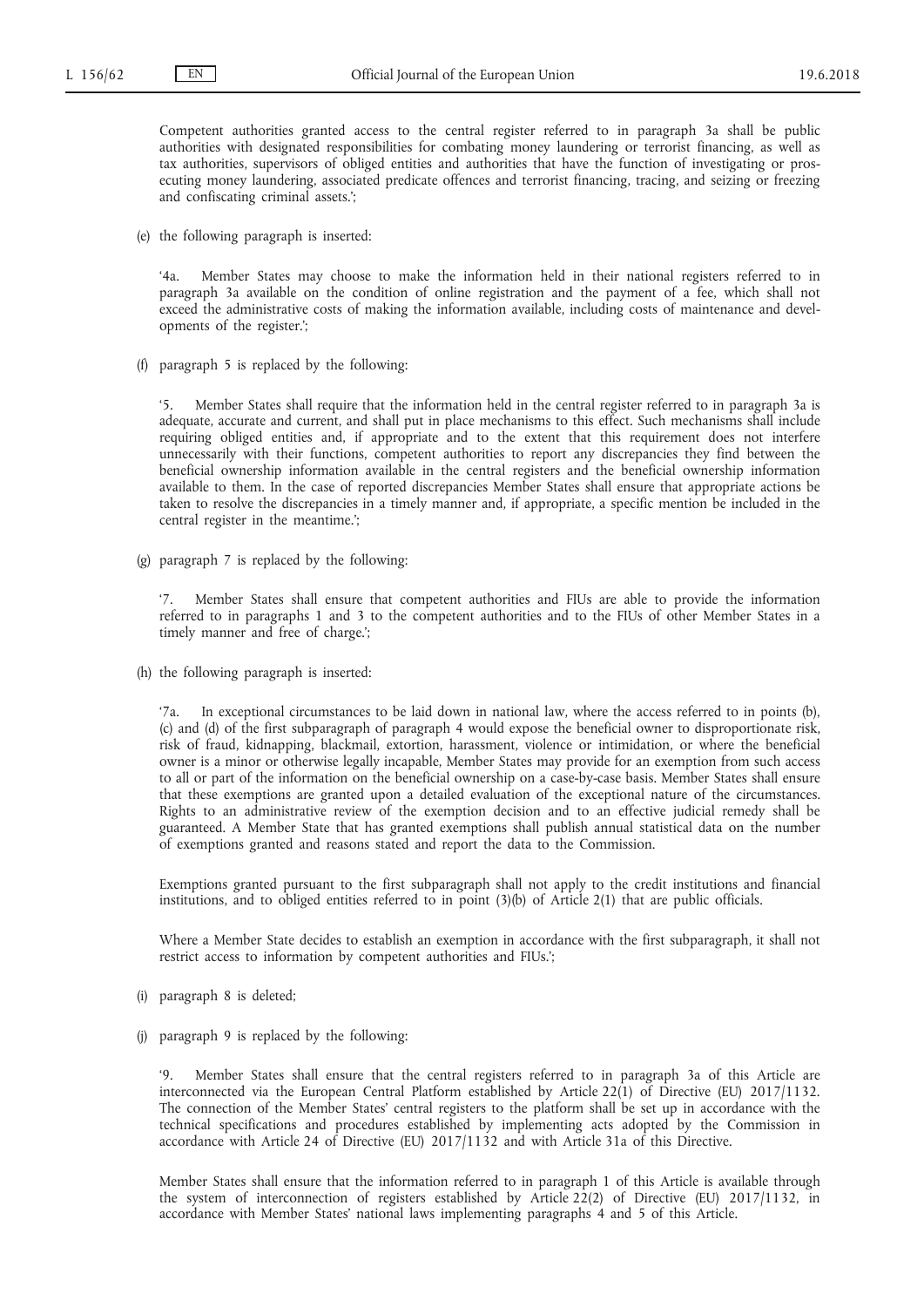Competent authorities granted access to the central register referred to in paragraph 3a shall be public authorities with designated responsibilities for combating money laundering or terrorist financing, as well as tax authorities, supervisors of obliged entities and authorities that have the function of investigating or prosecuting money laundering, associated predicate offences and terrorist financing, tracing, and seizing or freezing and confiscating criminal assets.';

(e) the following paragraph is inserted:

'4a. Member States may choose to make the information held in their national registers referred to in paragraph 3a available on the condition of online registration and the payment of a fee, which shall not exceed the administrative costs of making the information available, including costs of maintenance and developments of the register.';

(f) paragraph 5 is replaced by the following:

'5. Member States shall require that the information held in the central register referred to in paragraph 3a is adequate, accurate and current, and shall put in place mechanisms to this effect. Such mechanisms shall include requiring obliged entities and, if appropriate and to the extent that this requirement does not interfere unnecessarily with their functions, competent authorities to report any discrepancies they find between the beneficial ownership information available in the central registers and the beneficial ownership information available to them. In the case of reported discrepancies Member States shall ensure that appropriate actions be taken to resolve the discrepancies in a timely manner and, if appropriate, a specific mention be included in the central register in the meantime.';

(g) paragraph 7 is replaced by the following:

'7. Member States shall ensure that competent authorities and FIUs are able to provide the information referred to in paragraphs 1 and 3 to the competent authorities and to the FIUs of other Member States in a timely manner and free of charge.';

(h) the following paragraph is inserted:

'7a. In exceptional circumstances to be laid down in national law, where the access referred to in points (b), (c) and (d) of the first subparagraph of paragraph 4 would expose the beneficial owner to disproportionate risk, risk of fraud, kidnapping, blackmail, extortion, harassment, violence or intimidation, or where the beneficial owner is a minor or otherwise legally incapable, Member States may provide for an exemption from such access to all or part of the information on the beneficial ownership on a case-by-case basis. Member States shall ensure that these exemptions are granted upon a detailed evaluation of the exceptional nature of the circumstances. Rights to an administrative review of the exemption decision and to an effective judicial remedy shall be guaranteed. A Member State that has granted exemptions shall publish annual statistical data on the number of exemptions granted and reasons stated and report the data to the Commission.

Exemptions granted pursuant to the first subparagraph shall not apply to the credit institutions and financial institutions, and to obliged entities referred to in point (3)(b) of Article 2(1) that are public officials.

Where a Member State decides to establish an exemption in accordance with the first subparagraph, it shall not restrict access to information by competent authorities and FIUs.';

(i) paragraph 8 is deleted;

(j) paragraph 9 is replaced by the following:

'9. Member States shall ensure that the central registers referred to in paragraph 3a of this Article are interconnected via the European Central Platform established by Article 22(1) of Directive (EU) 2017/1132. The connection of the Member States' central registers to the platform shall be set up in accordance with the technical specifications and procedures established by implementing acts adopted by the Commission in accordance with Article 24 of Directive (EU) 2017/1132 and with Article 31a of this Directive.

Member States shall ensure that the information referred to in paragraph 1 of this Article is available through the system of interconnection of registers established by Article 22(2) of Directive (EU) 2017/1132, in accordance with Member States' national laws implementing paragraphs 4 and 5 of this Article.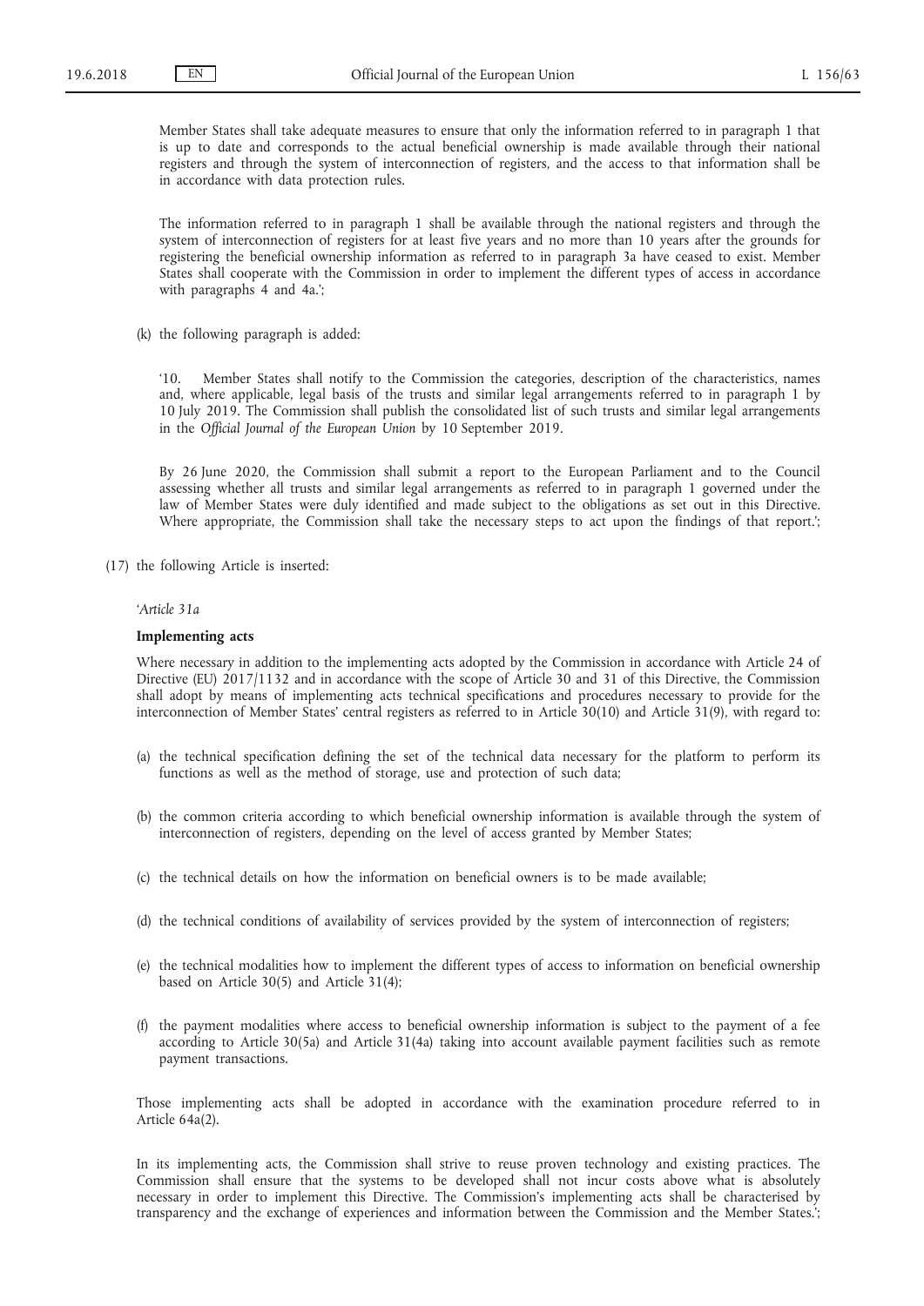Member States shall take adequate measures to ensure that only the information referred to in paragraph 1 that is up to date and corresponds to the actual beneficial ownership is made available through their national registers and through the system of interconnection of registers, and the access to that information shall be in accordance with data protection rules.

The information referred to in paragraph 1 shall be available through the national registers and through the system of interconnection of registers for at least five years and no more than 10 years after the grounds for registering the beneficial ownership information as referred to in paragraph 3a have ceased to exist. Member States shall cooperate with the Commission in order to implement the different types of access in accordance with paragraphs 4 and 4a.';

(k) the following paragraph is added:

'10. Member States shall notify to the Commission the categories, description of the characteristics, names and, where applicable, legal basis of the trusts and similar legal arrangements referred to in paragraph 1 by 10 July 2019. The Commission shall publish the consolidated list of such trusts and similar legal arrangements in the *Official Journal of the European Union* by 10 September 2019.

By 26 June 2020, the Commission shall submit a report to the European Parliament and to the Council assessing whether all trusts and similar legal arrangements as referred to in paragraph 1 governed under the law of Member States were duly identified and made subject to the obligations as set out in this Directive. Where appropriate, the Commission shall take the necessary steps to act upon the findings of that report.';

(17) the following Article is inserted:

*'Article 31a*

**Implementing acts**

Where necessary in addition to the implementing acts adopted by the Commission in accordance with Article 24 of Directive (EU) 2017/1132 and in accordance with the scope of Article 30 and 31 of this Directive, the Commission shall adopt by means of implementing acts technical specifications and procedures necessary to provide for the interconnection of Member States' central registers as referred to in Article 30(10) and Article 31(9), with regard to:

(a) the technical specification defining the set of the technical data necessary for the platform to perform its functions as well as the method of storage, use and protection of such data;

(b) the common criteria according to which beneficial ownership information is available through the system of interconnection of registers, depending on the level of access granted by Member States;

(c) the technical details on how the information on beneficial owners is to be made available;

(d) the technical conditions of availability of services provided by the system of interconnection of registers;

(e) the technical modalities how to implement the different types of access to information on beneficial ownership based on Article 30(5) and Article 31(4);

(f) the payment modalities where access to beneficial ownership information is subject to the payment of a fee according to Article 30(5a) and Article 31(4a) taking into account available payment facilities such as remote payment transactions.

Those implementing acts shall be adopted in accordance with the examination procedure referred to in Article 64a(2).

In its implementing acts, the Commission shall strive to reuse proven technology and existing practices. The Commission shall ensure that the systems to be developed shall not incur costs above what is absolutely necessary in order to implement this Directive. The Commission's implementing acts shall be characterised by transparency and the exchange of experiences and information between the Commission and the Member States.';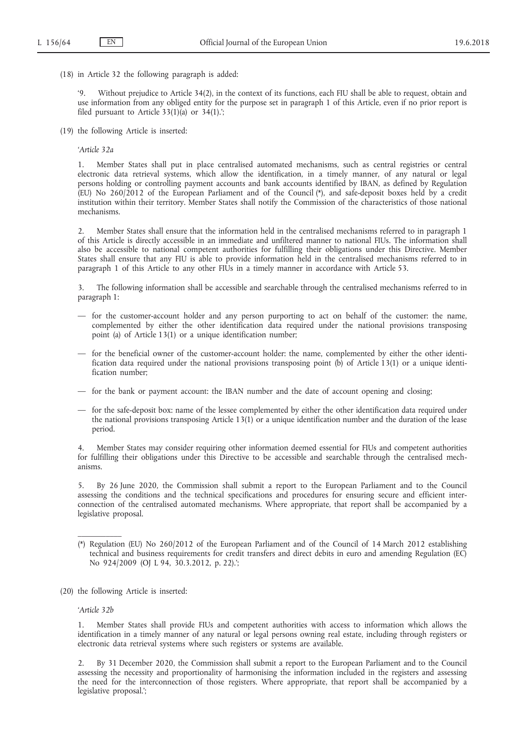(18) in Article 32 the following paragraph is added:

'9. Without prejudice to Article 34(2), in the context of its functions, each FIU shall be able to request, obtain and use information from any obliged entity for the purpose set in paragraph 1 of this Article, even if no prior report is filed pursuant to Article 33(1)(a) or 34(1).';

(19) the following Article is inserted:

*'Article 32a*

1. Member States shall put in place centralised automated mechanisms, such as central registries or central electronic data retrieval systems, which allow the identification, in a timely manner, of any natural or legal persons holding or controlling payment accounts and bank accounts identified by IBAN, as defined by Regulation (EU) No 260/2012 of the European Parliament and of the Council (*), and safe-deposit boxes held by a credit institution within their territory. Member States shall notify the Commission of the characteristics of those national mechanisms.

2. Member States shall ensure that the information held in the centralised mechanisms referred to in paragraph 1 of this Article is directly accessible in an immediate and unfiltered manner to national FIUs. The information shall also be accessible to national competent authorities for fulfilling their obligations under this Directive. Member States shall ensure that any FIU is able to provide information held in the centralised mechanisms referred to in paragraph 1 of this Article to any other FIUs in a timely manner in accordance with Article 53.

3. The following information shall be accessible and searchable through the centralised mechanisms referred to in paragraph 1:

— for the customer-account holder and any person purporting to act on behalf of the customer: the name, complemented by either the other identification data required under the national provisions transposing point (a) of Article 13(1) or a unique identification number;

— for the beneficial owner of the customer-account holder: the name, complemented by either the other identification data required under the national provisions transposing point (b) of Article 13(1) or a unique identification number;

— for the bank or payment account: the IBAN number and the date of account opening and closing;

— for the safe-deposit box: name of the lessee complemented by either the other identification data required under the national provisions transposing Article 13(1) or a unique identification number and the duration of the lease period.

4. Member States may consider requiring other information deemed essential for FIUs and competent authorities for fulfilling their obligations under this Directive to be accessible and searchable through the centralised mechanisms.

5. By 26 June 2020, the Commission shall submit a report to the European Parliament and to the Council assessing the conditions and the technical specifications and procedures for ensuring secure and efficient interconnection of the centralised automated mechanisms. Where appropriate, that report shall be accompanied by a legislative proposal.

(*) Regulation (EU) No 260/2012 of the European Parliament and of the Council of 14 March 2012 establishing technical and business requirements for credit transfers and direct debits in euro and amending Regulation (EC) No 924/2009 (OJ L 94, 30.3.2012, p. 22).';

(20) the following Article is inserted:

*'Article 32b*

1. Member States shall provide FIUs and competent authorities with access to information which allows the identification in a timely manner of any natural or legal persons owning real estate, including through registers or electronic data retrieval systems where such registers or systems are available.

2. By 31 December 2020, the Commission shall submit a report to the European Parliament and to the Council assessing the necessity and proportionality of harmonising the information included in the registers and assessing the need for the interconnection of those registers. Where appropriate, that report shall be accompanied by a legislative proposal.';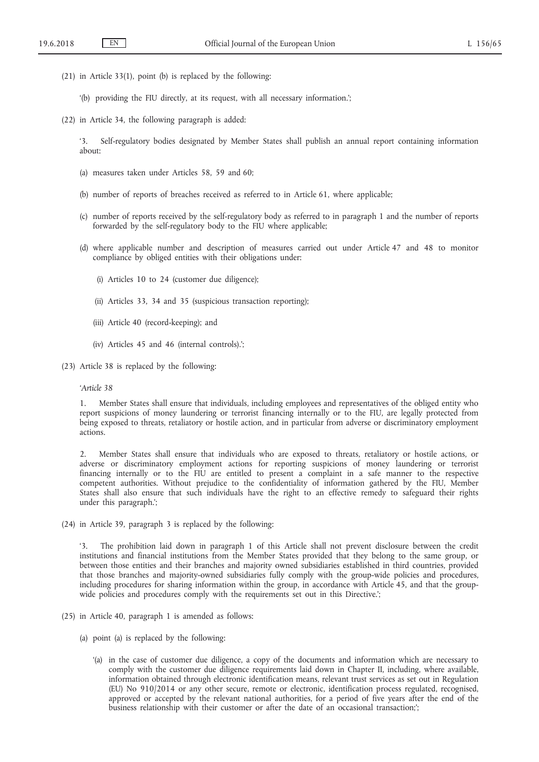(21) in Article 33(1), point (b) is replaced by the following:

'(b) providing the FIU directly, at its request, with all necessary information.';

(22) in Article 34, the following paragraph is added:

'3. Self-regulatory bodies designated by Member States shall publish an annual report containing information about:

(a) measures taken under Articles 58, 59 and 60;

(b) number of reports of breaches received as referred to in Article 61, where applicable;

(c) number of reports received by the self-regulatory body as referred to in paragraph 1 and the number of reports forwarded by the self-regulatory body to the FIU where applicable;

(d) where applicable number and description of measures carried out under Article 47 and 48 to monitor compliance by obliged entities with their obligations under:

(i) Articles 10 to 24 (customer due diligence);

(ii) Articles 33, 34 and 35 (suspicious transaction reporting);

(iii) Article 40 (record-keeping); and

(iv) Articles 45 and 46 (internal controls).';

(23) Article 38 is replaced by the following:

'*Article 38*

1. Member States shall ensure that individuals, including employees and representatives of the obliged entity who report suspicions of money laundering or terrorist financing internally or to the FIU, are legally protected from being exposed to threats, retaliatory or hostile action, and in particular from adverse or discriminatory employment actions.

2. Member States shall ensure that individuals who are exposed to threats, retaliatory or hostile actions, or adverse or discriminatory employment actions for reporting suspicions of money laundering or terrorist financing internally or to the FIU are entitled to present a complaint in a safe manner to the respective competent authorities. Without prejudice to the confidentiality of information gathered by the FIU, Member States shall also ensure that such individuals have the right to an effective remedy to safeguard their rights under this paragraph.';

(24) in Article 39, paragraph 3 is replaced by the following:

'3. The prohibition laid down in paragraph 1 of this Article shall not prevent disclosure between the credit institutions and financial institutions from the Member States provided that they belong to the same group, or between those entities and their branches and majority owned subsidiaries established in third countries, provided that those branches and majority-owned subsidiaries fully comply with the group-wide policies and procedures, including procedures for sharing information within the group, in accordance with Article 45, and that the group-wide policies and procedures comply with the requirements set out in this Directive.';

(25) in Article 40, paragraph 1 is amended as follows:

(a) point (a) is replaced by the following:

'(a) in the case of customer due diligence, a copy of the documents and information which are necessary to comply with the customer due diligence requirements laid down in Chapter II, including, where available, information obtained through electronic identification means, relevant trust services as set out in Regulation (EU) No 910/2014 or any other secure, remote or electronic, identification process regulated, recognised, approved or accepted by the relevant national authorities, for a period of five years after the end of the business relationship with their customer or after the date of an occasional transaction;';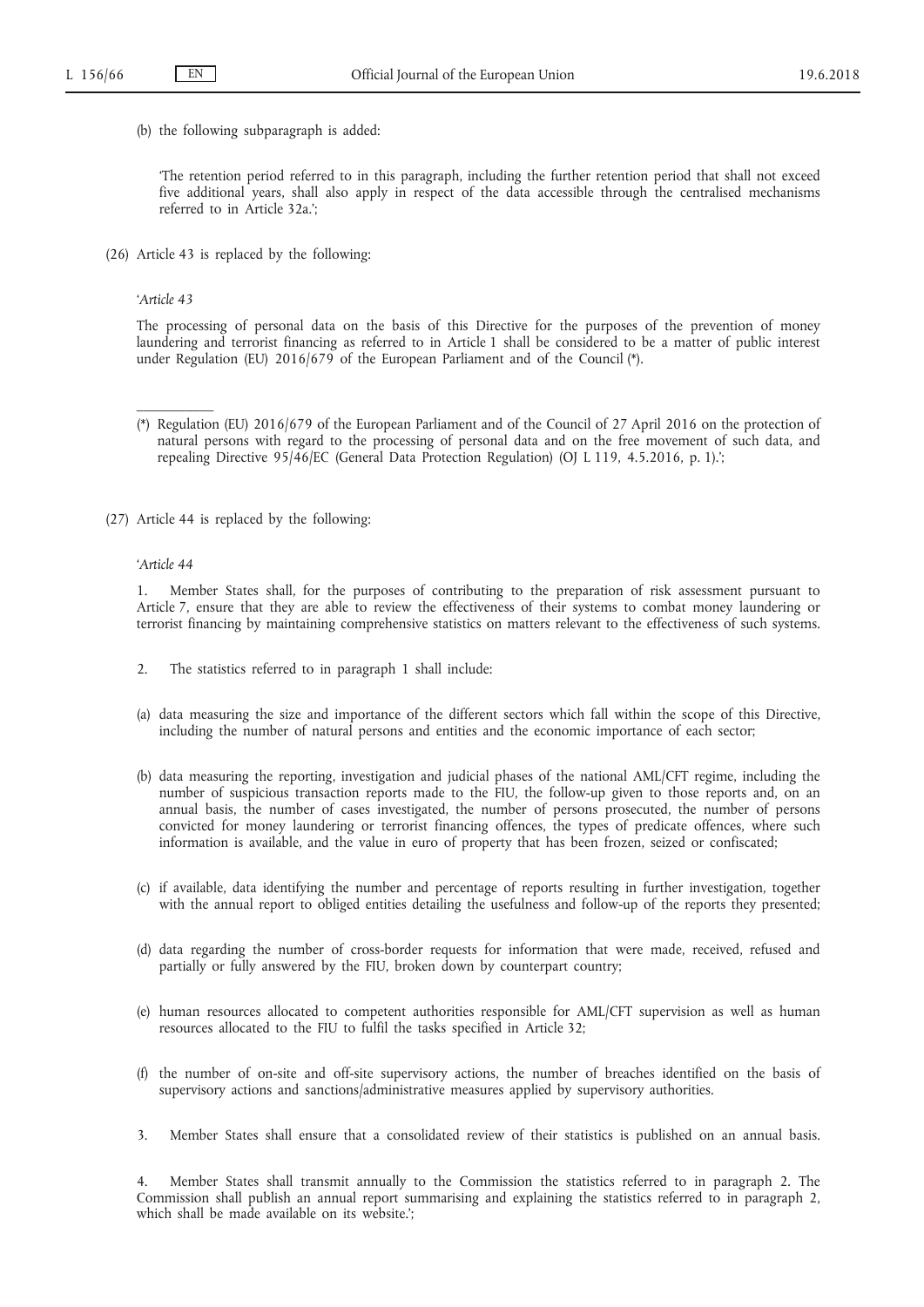(b) the following subparagraph is added:

'The retention period referred to in this paragraph, including the further retention period that shall not exceed five additional years, shall also apply in respect of the data accessible through the centralised mechanisms referred to in Article 32a.';

(26) Article 43 is replaced by the following:

'*Article 43*

The processing of personal data on the basis of this Directive for the purposes of the prevention of money laundering and terrorist financing as referred to in Article 1 shall be considered to be a matter of public interest under Regulation (EU) 2016/679 of the European Parliament and of the Council (*).

---

(*) Regulation (EU) 2016/679 of the European Parliament and of the Council of 27 April 2016 on the protection of natural persons with regard to the processing of personal data and on the free movement of such data, and repealing Directive 95/46/EC (General Data Protection Regulation) (OJ L 119, 4.5.2016, p. 1).';

(27) Article 44 is replaced by the following:

'*Article 44*

1. Member States shall, for the purposes of contributing to the preparation of risk assessment pursuant to Article 7, ensure that they are able to review the effectiveness of their systems to combat money laundering or terrorist financing by maintaining comprehensive statistics on matters relevant to the effectiveness of such systems.

2. The statistics referred to in paragraph 1 shall include:

(a) data measuring the size and importance of the different sectors which fall within the scope of this Directive, including the number of natural persons and entities and the economic importance of each sector;

(b) data measuring the reporting, investigation and judicial phases of the national AML/CFT regime, including the number of suspicious transaction reports made to the FIU, the follow-up given to those reports and, on an annual basis, the number of cases investigated, the number of persons prosecuted, the number of persons convicted for money laundering or terrorist financing offences, the types of predicate offences, where such information is available, and the value in euro of property that has been frozen, seized or confiscated;

(c) if available, data identifying the number and percentage of reports resulting in further investigation, together with the annual report to obliged entities detailing the usefulness and follow-up of the reports they presented;

(d) data regarding the number of cross-border requests for information that were made, received, refused and partially or fully answered by the FIU, broken down by counterpart country;

(e) human resources allocated to competent authorities responsible for AML/CFT supervision as well as human resources allocated to the FIU to fulfil the tasks specified in Article 32;

(f) the number of on-site and off-site supervisory actions, the number of breaches identified on the basis of supervisory actions and sanctions/administrative measures applied by supervisory authorities.

3. Member States shall ensure that a consolidated review of their statistics is published on an annual basis.

4. Member States shall transmit annually to the Commission the statistics referred to in paragraph 2. The Commission shall publish an annual report summarising and explaining the statistics referred to in paragraph 2, which shall be made available on its website.';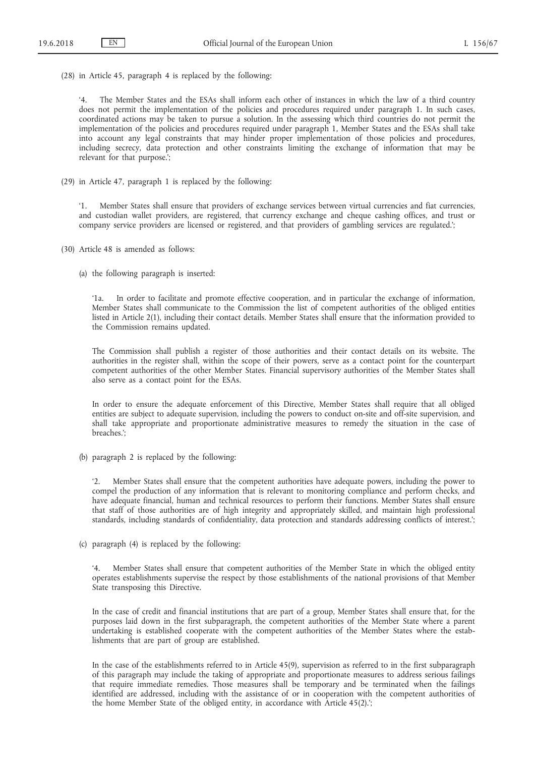(28) in Article 45, paragraph 4 is replaced by the following:

'4. The Member States and the ESAs shall inform each other of instances in which the law of a third country does not permit the implementation of the policies and procedures required under paragraph 1. In such cases, coordinated actions may be taken to pursue a solution. In the assessing which third countries do not permit the implementation of the policies and procedures required under paragraph 1, Member States and the ESAs shall take into account any legal constraints that may hinder proper implementation of those policies and procedures, including secrecy, data protection and other constraints limiting the exchange of information that may be relevant for that purpose.';

(29) in Article 47, paragraph 1 is replaced by the following:

'1. Member States shall ensure that providers of exchange services between virtual currencies and fiat currencies, and custodian wallet providers, are registered, that currency exchange and cheque cashing offices, and trust or company service providers are licensed or registered, and that providers of gambling services are regulated.';

(30) Article 48 is amended as follows:

(a) the following paragraph is inserted:

'1a. In order to facilitate and promote effective cooperation, and in particular the exchange of information, Member States shall communicate to the Commission the list of competent authorities of the obliged entities listed in Article 2(1), including their contact details. Member States shall ensure that the information provided to the Commission remains updated.

The Commission shall publish a register of those authorities and their contact details on its website. The authorities in the register shall, within the scope of their powers, serve as a contact point for the counterpart competent authorities of the other Member States. Financial supervisory authorities of the Member States shall also serve as a contact point for the ESAs.

In order to ensure the adequate enforcement of this Directive, Member States shall require that all obliged entities are subject to adequate supervision, including the powers to conduct on-site and off-site supervision, and shall take appropriate and proportionate administrative measures to remedy the situation in the case of breaches.';

(b) paragraph 2 is replaced by the following:

'2. Member States shall ensure that the competent authorities have adequate powers, including the power to compel the production of any information that is relevant to monitoring compliance and perform checks, and have adequate financial, human and technical resources to perform their functions. Member States shall ensure that staff of those authorities are of high integrity and appropriately skilled, and maintain high professional standards, including standards of confidentiality, data protection and standards addressing conflicts of interest.';

(c) paragraph (4) is replaced by the following:

'4. Member States shall ensure that competent authorities of the Member State in which the obliged entity operates establishments supervise the respect by those establishments of the national provisions of that Member State transposing this Directive.

In the case of credit and financial institutions that are part of a group, Member States shall ensure that, for the purposes laid down in the first subparagraph, the competent authorities of the Member State where a parent undertaking is established cooperate with the competent authorities of the Member States where the establishments that are part of group are established.

In the case of the establishments referred to in Article 45(9), supervision as referred to in the first subparagraph of this paragraph may include the taking of appropriate and proportionate measures to address serious failings that require immediate remedies. Those measures shall be temporary and be terminated when the failings identified are addressed, including with the assistance of or in cooperation with the competent authorities of the home Member State of the obliged entity, in accordance with Article 45(2).';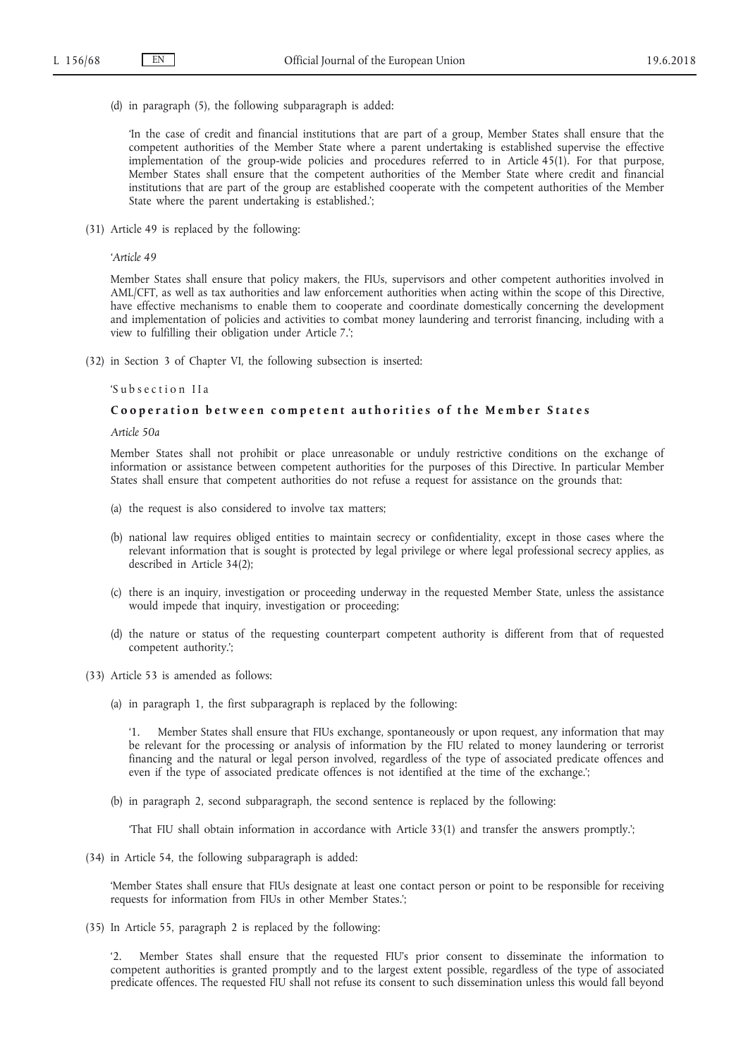(d) in paragraph (5), the following subparagraph is added:

'In the case of credit and financial institutions that are part of a group, Member States shall ensure that the competent authorities of the Member State where a parent undertaking is established supervise the effective implementation of the group-wide policies and procedures referred to in Article 45(1). For that purpose, Member States shall ensure that the competent authorities of the Member State where credit and financial institutions that are part of the group are established cooperate with the competent authorities of the Member State where the parent undertaking is established.';

(31) Article 49 is replaced by the following:

'*Article 49*

Member States shall ensure that policy makers, the FIUs, supervisors and other competent authorities involved in AML/CFT, as well as tax authorities and law enforcement authorities when acting within the scope of this Directive, have effective mechanisms to enable them to cooperate and coordinate domestically concerning the development and implementation of policies and activities to combat money laundering and terrorist financing, including with a view to fulfilling their obligation under Article 7.';

(32) in Section 3 of Chapter VI, the following subsection is inserted:

'Subsection IIa

**Cooperation between competent authorities of the Member States**

*Article 50a*

Member States shall not prohibit or place unreasonable or unduly restrictive conditions on the exchange of information or assistance between competent authorities for the purposes of this Directive. In particular Member States shall ensure that competent authorities do not refuse a request for assistance on the grounds that:

(a) the request is also considered to involve tax matters;

(b) national law requires obliged entities to maintain secrecy or confidentiality, except in those cases where the relevant information that is sought is protected by legal privilege or where legal professional secrecy applies, as described in Article 34(2);

(c) there is an inquiry, investigation or proceeding underway in the requested Member State, unless the assistance would impede that inquiry, investigation or proceeding;

(d) the nature or status of the requesting counterpart competent authority is different from that of requested competent authority.';

(33) Article 53 is amended as follows:

(a) in paragraph 1, the first subparagraph is replaced by the following:

'1. Member States shall ensure that FIUs exchange, spontaneously or upon request, any information that may be relevant for the processing or analysis of information by the FIU related to money laundering or terrorist financing and the natural or legal person involved, regardless of the type of associated predicate offences and even if the type of associated predicate offences is not identified at the time of the exchange.';

(b) in paragraph 2, second subparagraph, the second sentence is replaced by the following:

'That FIU shall obtain information in accordance with Article 33(1) and transfer the answers promptly.';

(34) in Article 54, the following subparagraph is added:

'Member States shall ensure that FIUs designate at least one contact person or point to be responsible for receiving requests for information from FIUs in other Member States.';

(35) In Article 55, paragraph 2 is replaced by the following:

'2. Member States shall ensure that the requested FIU's prior consent to disseminate the information to competent authorities is granted promptly and to the largest extent possible, regardless of the type of associated predicate offences. The requested FIU shall not refuse its consent to such dissemination unless this would fall beyond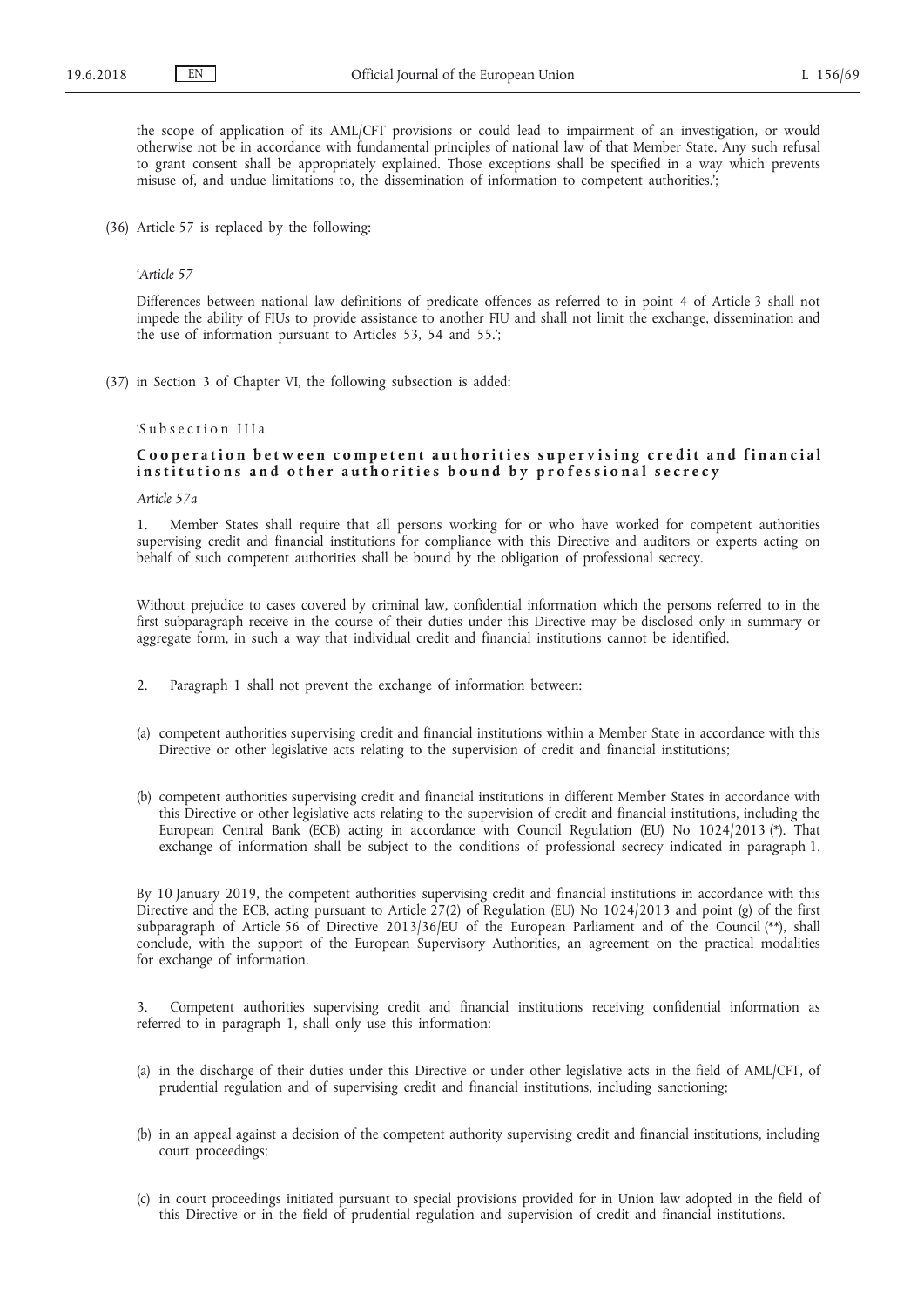the scope of application of its AML/CFT provisions or could lead to impairment of an investigation, or would otherwise not be in accordance with fundamental principles of national law of that Member State. Any such refusal to grant consent shall be appropriately explained. Those exceptions shall be specified in a way which prevents misuse of, and undue limitations to, the dissemination of information to competent authorities.';

(36) Article 57 is replaced by the following:

'*Article 57*

Differences between national law definitions of predicate offences as referred to in point 4 of Article 3 shall not impede the ability of FIUs to provide assistance to another FIU and shall not limit the exchange, dissemination and the use of information pursuant to Articles 53, 54 and 55.';

(37) in Section 3 of Chapter VI, the following subsection is added:

'Subsection IIIa

**Cooperation between competent authorities supervising credit and financial institutions and other authorities bound by professional secrecy**

*Article 57a*

1. Member States shall require that all persons working for or who have worked for competent authorities supervising credit and financial institutions for compliance with this Directive and auditors or experts acting on behalf of such competent authorities shall be bound by the obligation of professional secrecy.

Without prejudice to cases covered by criminal law, confidential information which the persons referred to in the first subparagraph receive in the course of their duties under this Directive may be disclosed only in summary or aggregate form, in such a way that individual credit and financial institutions cannot be identified.

2. Paragraph 1 shall not prevent the exchange of information between:

(a) competent authorities supervising credit and financial institutions within a Member State in accordance with this Directive or other legislative acts relating to the supervision of credit and financial institutions;

(b) competent authorities supervising credit and financial institutions in different Member States in accordance with this Directive or other legislative acts relating to the supervision of credit and financial institutions, including the European Central Bank (ECB) acting in accordance with Council Regulation (EU) No 1024/2013 (*). That exchange of information shall be subject to the conditions of professional secrecy indicated in paragraph 1.

By 10 January 2019, the competent authorities supervising credit and financial institutions in accordance with this Directive and the ECB, acting pursuant to Article 27(2) of Regulation (EU) No 1024/2013 and point (g) of the first subparagraph of Article 56 of Directive 2013/36/EU of the European Parliament and of the Council (**), shall conclude, with the support of the European Supervisory Authorities, an agreement on the practical modalities for exchange of information.

3. Competent authorities supervising credit and financial institutions receiving confidential information as referred to in paragraph 1, shall only use this information:

(a) in the discharge of their duties under this Directive or under other legislative acts in the field of AML/CFT, of prudential regulation and of supervising credit and financial institutions, including sanctioning;

(b) in an appeal against a decision of the competent authority supervising credit and financial institutions, including court proceedings;

(c) in court proceedings initiated pursuant to special provisions provided for in Union law adopted in the field of this Directive or in the field of prudential regulation and supervision of credit and financial institutions.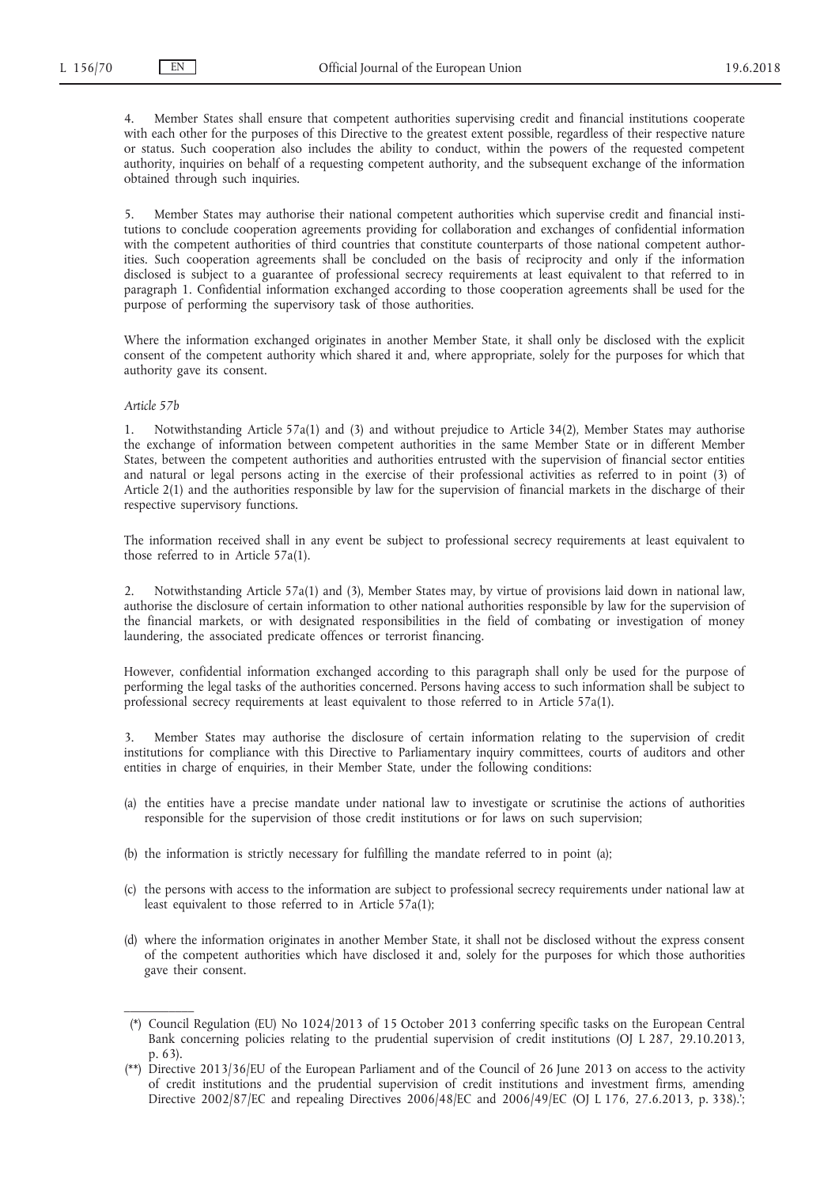4. Member States shall ensure that competent authorities supervising credit and financial institutions cooperate with each other for the purposes of this Directive to the greatest extent possible, regardless of their respective nature or status. Such cooperation also includes the ability to conduct, within the powers of the requested competent authority, inquiries on behalf of a requesting competent authority, and the subsequent exchange of the information obtained through such inquiries.

5. Member States may authorise their national competent authorities which supervise credit and financial institutions to conclude cooperation agreements providing for collaboration and exchanges of confidential information with the competent authorities of third countries that constitute counterparts of those national competent authorities. Such cooperation agreements shall be concluded on the basis of reciprocity and only if the information disclosed is subject to a guarantee of professional secrecy requirements at least equivalent to that referred to in paragraph 1. Confidential information exchanged according to those cooperation agreements shall be used for the purpose of performing the supervisory task of those authorities.

Where the information exchanged originates in another Member State, it shall only be disclosed with the explicit consent of the competent authority which shared it and, where appropriate, solely for the purposes for which that authority gave its consent.

*Article 57b*

1. Notwithstanding Article 57a(1) and (3) and without prejudice to Article 34(2), Member States may authorise the exchange of information between competent authorities in the same Member State or in different Member States, between the competent authorities and authorities entrusted with the supervision of financial sector entities and natural or legal persons acting in the exercise of their professional activities as referred to in point (3) of Article 2(1) and the authorities responsible by law for the supervision of financial markets in the discharge of their respective supervisory functions.

The information received shall in any event be subject to professional secrecy requirements at least equivalent to those referred to in Article 57a(1).

2. Notwithstanding Article 57a(1) and (3), Member States may, by virtue of provisions laid down in national law, authorise the disclosure of certain information to other national authorities responsible by law for the supervision of the financial markets, or with designated responsibilities in the field of combating or investigation of money laundering, the associated predicate offences or terrorist financing.

However, confidential information exchanged according to this paragraph shall only be used for the purpose of performing the legal tasks of the authorities concerned. Persons having access to such information shall be subject to professional secrecy requirements at least equivalent to those referred to in Article 57a(1).

3. Member States may authorise the disclosure of certain information relating to the supervision of credit institutions for compliance with this Directive to Parliamentary inquiry committees, courts of auditors and other entities in charge of enquiries, in their Member State, under the following conditions:

(a) the entities have a precise mandate under national law to investigate or scrutinise the actions of authorities responsible for the supervision of those credit institutions or for laws on such supervision;

(b) the information is strictly necessary for fulfilling the mandate referred to in point (a);

(c) the persons with access to the information are subject to professional secrecy requirements under national law at least equivalent to those referred to in Article 57a(1);

(d) where the information originates in another Member State, it shall not be disclosed without the express consent of the competent authorities which have disclosed it and, solely for the purposes for which those authorities gave their consent.

(*) Council Regulation (EU) No 1024/2013 of 15 October 2013 conferring specific tasks on the European Central Bank concerning policies relating to the prudential supervision of credit institutions (OJ L 287, 29.10.2013, p. 63).

(**) Directive 2013/36/EU of the European Parliament and of the Council of 26 June 2013 on access to the activity of credit institutions and the prudential supervision of credit institutions and investment firms, amending Directive 2002/87/EC and repealing Directives 2006/48/EC and 2006/49/EC (OJ L 176, 27.6.2013, p. 338).';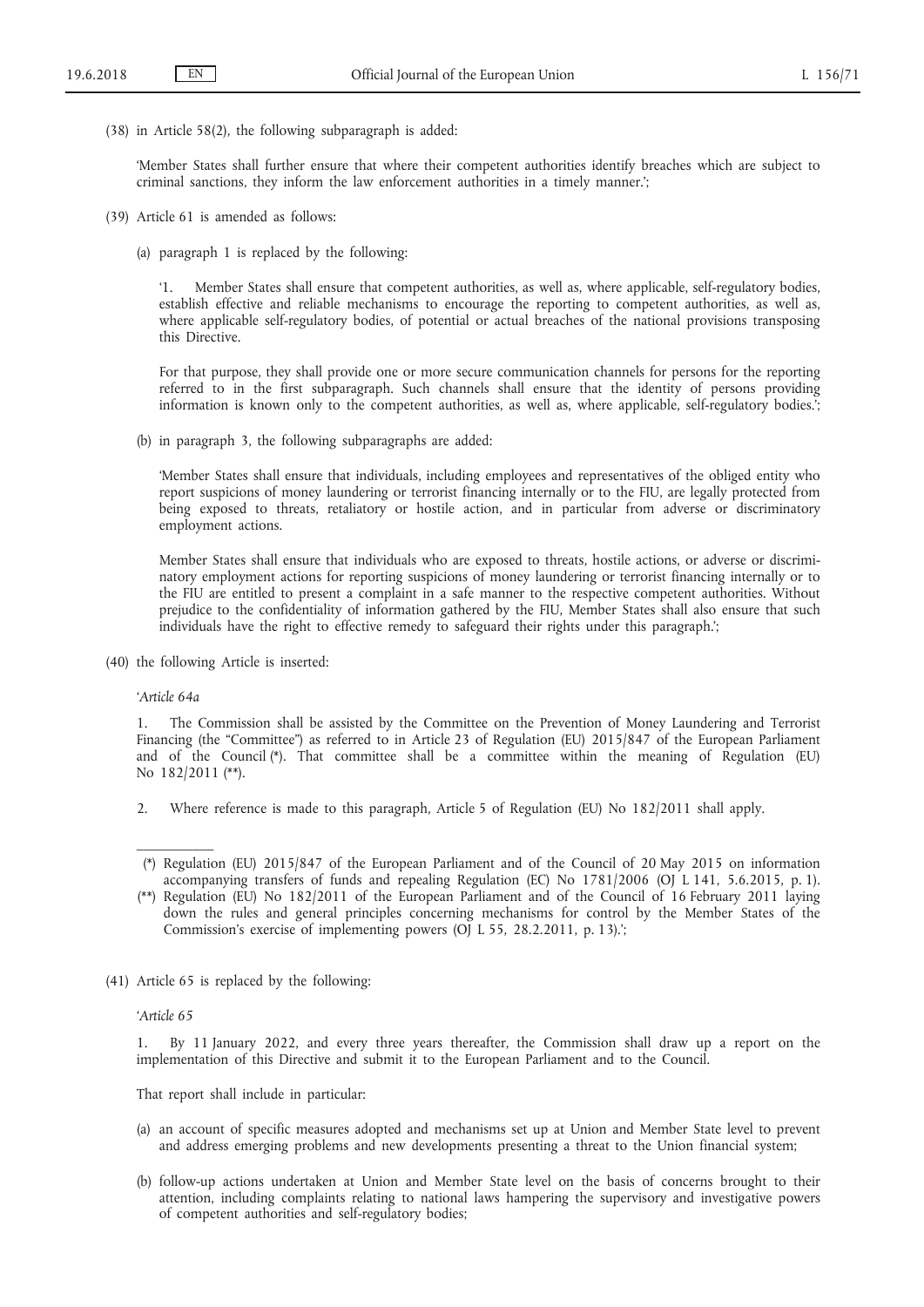(38) in Article 58(2), the following subparagraph is added:

'Member States shall further ensure that where their competent authorities identify breaches which are subject to criminal sanctions, they inform the law enforcement authorities in a timely manner.';

(39) Article 61 is amended as follows:

(a) paragraph 1 is replaced by the following:

'1. Member States shall ensure that competent authorities, as well as, where applicable, self-regulatory bodies, establish effective and reliable mechanisms to encourage the reporting to competent authorities, as well as, where applicable self-regulatory bodies, of potential or actual breaches of the national provisions transposing this Directive.

For that purpose, they shall provide one or more secure communication channels for persons for the reporting referred to in the first subparagraph. Such channels shall ensure that the identity of persons providing information is known only to the competent authorities, as well as, where applicable, self-regulatory bodies.';

(b) in paragraph 3, the following subparagraphs are added:

'Member States shall ensure that individuals, including employees and representatives of the obliged entity who report suspicions of money laundering or terrorist financing internally or to the FIU, are legally protected from being exposed to threats, retaliatory or hostile action, and in particular from adverse or discriminatory employment actions.

Member States shall ensure that individuals who are exposed to threats, hostile actions, or adverse or discriminatory employment actions for reporting suspicions of money laundering or terrorist financing internally or to the FIU are entitled to present a complaint in a safe manner to the respective competent authorities. Without prejudice to the confidentiality of information gathered by the FIU, Member States shall also ensure that such individuals have the right to effective remedy to safeguard their rights under this paragraph.';

(40) the following Article is inserted:

'*Article 64a*

1. The Commission shall be assisted by the Committee on the Prevention of Money Laundering and Terrorist Financing (the "Committee") as referred to in Article 23 of Regulation (EU) 2015/847 of the European Parliament and of the Council (*). That committee shall be a committee within the meaning of Regulation (EU) No 182/2011 (**).

2. Where reference is made to this paragraph, Article 5 of Regulation (EU) No 182/2011 shall apply.

(*) Regulation (EU) 2015/847 of the European Parliament and of the Council of 20 May 2015 on information accompanying transfers of funds and repealing Regulation (EC) No 1781/2006 (OJ L 141, 5.6.2015, p. 1).

(**) Regulation (EU) No 182/2011 of the European Parliament and of the Council of 16 February 2011 laying down the rules and general principles concerning mechanisms for control by the Member States of the Commission's exercise of implementing powers (OJ L 55, 28.2.2011, p. 13).';

(41) Article 65 is replaced by the following:

'*Article 65*

1. By 11 January 2022, and every three years thereafter, the Commission shall draw up a report on the implementation of this Directive and submit it to the European Parliament and to the Council.

That report shall include in particular:

(a) an account of specific measures adopted and mechanisms set up at Union and Member State level to prevent and address emerging problems and new developments presenting a threat to the Union financial system;

(b) follow-up actions undertaken at Union and Member State level on the basis of concerns brought to their attention, including complaints relating to national laws hampering the supervisory and investigative powers of competent authorities and self-regulatory bodies;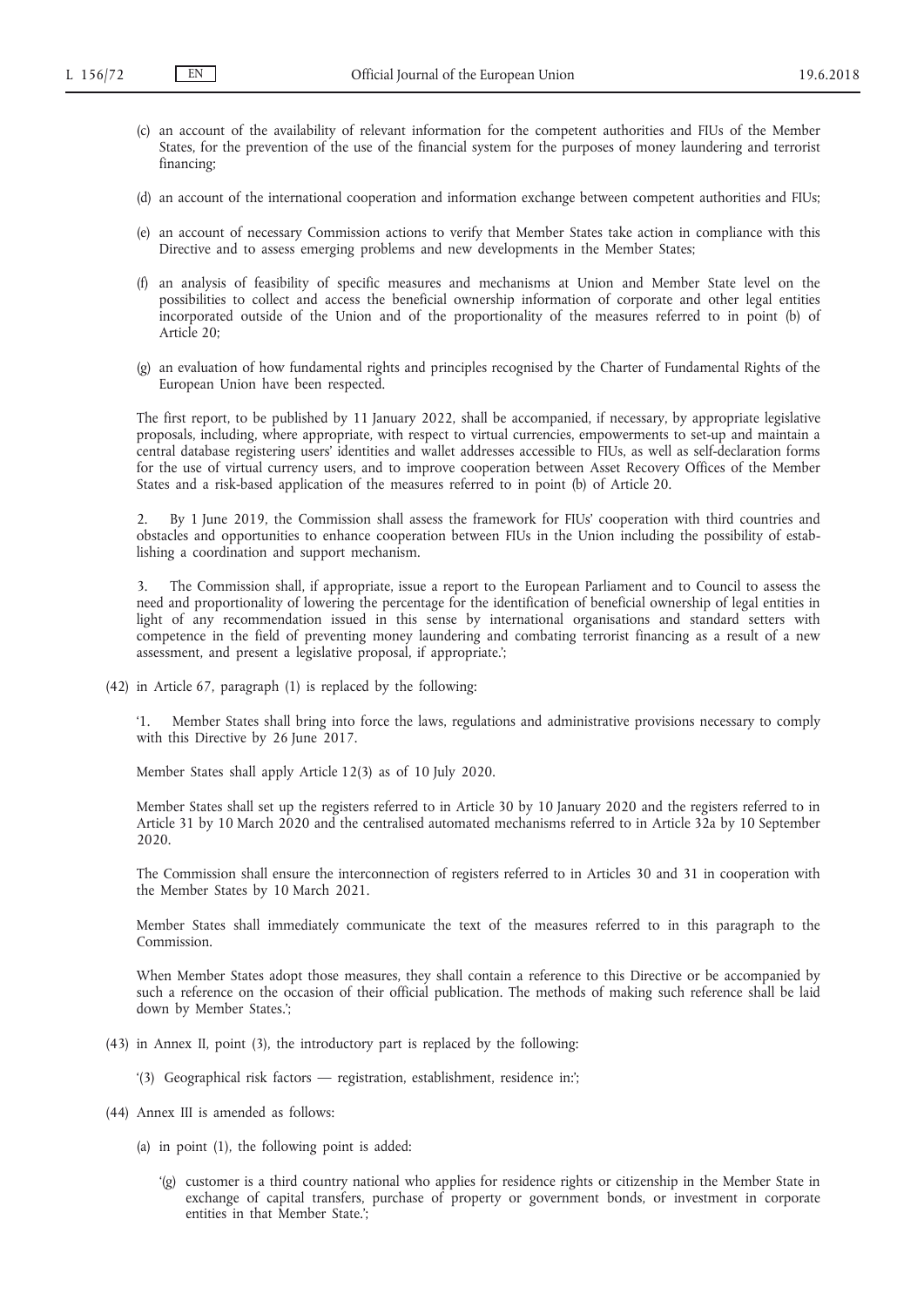(c) an account of the availability of relevant information for the competent authorities and FIUs of the Member States, for the prevention of the use of the financial system for the purposes of money laundering and terrorist financing;

(d) an account of the international cooperation and information exchange between competent authorities and FIUs;

(e) an account of necessary Commission actions to verify that Member States take action in compliance with this Directive and to assess emerging problems and new developments in the Member States;

(f) an analysis of feasibility of specific measures and mechanisms at Union and Member State level on the possibilities to collect and access the beneficial ownership information of corporate and other legal entities incorporated outside of the Union and of the proportionality of the measures referred to in point (b) of Article 20;

(g) an evaluation of how fundamental rights and principles recognised by the Charter of Fundamental Rights of the European Union have been respected.

The first report, to be published by 11 January 2022, shall be accompanied, if necessary, by appropriate legislative proposals, including, where appropriate, with respect to virtual currencies, empowerments to set-up and maintain a central database registering users' identities and wallet addresses accessible to FIUs, as well as self-declaration forms for the use of virtual currency users, and to improve cooperation between Asset Recovery Offices of the Member States and a risk-based application of the measures referred to in point (b) of Article 20.

2. By 1 June 2019, the Commission shall assess the framework for FIUs' cooperation with third countries and obstacles and opportunities to enhance cooperation between FIUs in the Union including the possibility of establishing a coordination and support mechanism.

3. The Commission shall, if appropriate, issue a report to the European Parliament and to Council to assess the need and proportionality of lowering the percentage for the identification of beneficial ownership of legal entities in light of any recommendation issued in this sense by international organisations and standard setters with competence in the field of preventing money laundering and combating terrorist financing as a result of a new assessment, and present a legislative proposal, if appropriate.';

(42) in Article 67, paragraph (1) is replaced by the following:

'1. Member States shall bring into force the laws, regulations and administrative provisions necessary to comply with this Directive by 26 June 2017.

Member States shall apply Article 12(3) as of 10 July 2020.

Member States shall set up the registers referred to in Article 30 by 10 January 2020 and the registers referred to in Article 31 by 10 March 2020 and the centralised automated mechanisms referred to in Article 32a by 10 September 2020.

The Commission shall ensure the interconnection of registers referred to in Articles 30 and 31 in cooperation with the Member States by 10 March 2021.

Member States shall immediately communicate the text of the measures referred to in this paragraph to the Commission.

When Member States adopt those measures, they shall contain a reference to this Directive or be accompanied by such a reference on the occasion of their official publication. The methods of making such reference shall be laid down by Member States.';

(43) in Annex II, point (3), the introductory part is replaced by the following:

'(3) Geographical risk factors — registration, establishment, residence in:';

(44) Annex III is amended as follows:

(a) in point (1), the following point is added:

'(g) customer is a third country national who applies for residence rights or citizenship in the Member State in exchange of capital transfers, purchase of property or government bonds, or investment in corporate entities in that Member State.';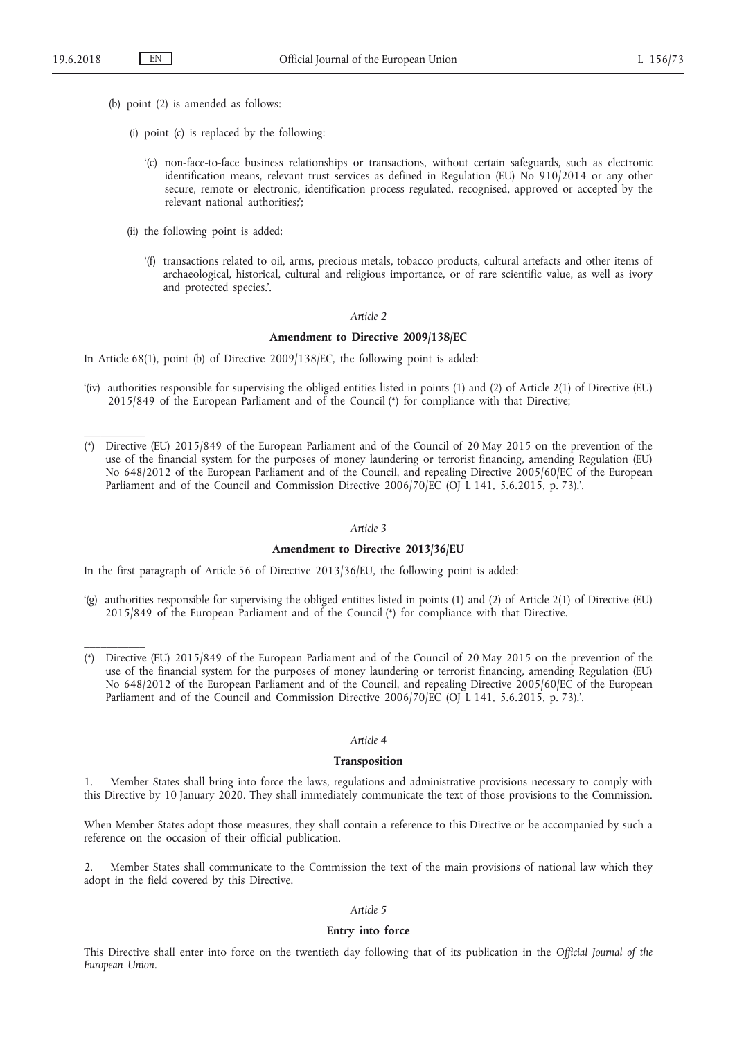(b) point (2) is amended as follows:

(i) point (c) is replaced by the following:

'(c) non-face-to-face business relationships or transactions, without certain safeguards, such as electronic identification means, relevant trust services as defined in Regulation (EU) No 910/2014 or any other secure, remote or electronic, identification process regulated, recognised, approved or accepted by the relevant national authorities;';

(ii) the following point is added:

'(f) transactions related to oil, arms, precious metals, tobacco products, cultural artefacts and other items of archaeological, historical, cultural and religious importance, or of rare scientific value, as well as ivory and protected species.'.

*Article 2*

**Amendment to Directive 2009/138/EC**

In Article 68(1), point (b) of Directive 2009/138/EC, the following point is added:

'(iv) authorities responsible for supervising the obliged entities listed in points (1) and (2) of Article 2(1) of Directive (EU) 2015/849 of the European Parliament and of the Council (*) for compliance with that Directive;

---

(*) Directive (EU) 2015/849 of the European Parliament and of the Council of 20 May 2015 on the prevention of the use of the financial system for the purposes of money laundering or terrorist financing, amending Regulation (EU) No 648/2012 of the European Parliament and of the Council, and repealing Directive 2005/60/EC of the European Parliament and of the Council and Commission Directive 2006/70/EC (OJ L 141, 5.6.2015, p. 73).'.

*Article 3*

**Amendment to Directive 2013/36/EU**

In the first paragraph of Article 56 of Directive 2013/36/EU, the following point is added:

'(g) authorities responsible for supervising the obliged entities listed in points (1) and (2) of Article 2(1) of Directive (EU) 2015/849 of the European Parliament and of the Council (*) for compliance with that Directive.

---

(*) Directive (EU) 2015/849 of the European Parliament and of the Council of 20 May 2015 on the prevention of the use of the financial system for the purposes of money laundering or terrorist financing, amending Regulation (EU) No 648/2012 of the European Parliament and of the Council, and repealing Directive 2005/60/EC of the European Parliament and of the Council and Commission Directive 2006/70/EC (OJ L 141, 5.6.2015, p. 73).'.

*Article 4*

**Transposition**

1. Member States shall bring into force the laws, regulations and administrative provisions necessary to comply with this Directive by 10 January 2020. They shall immediately communicate the text of those provisions to the Commission.

When Member States adopt those measures, they shall contain a reference to this Directive or be accompanied by such a reference on the occasion of their official publication.

2. Member States shall communicate to the Commission the text of the main provisions of national law which they adopt in the field covered by this Directive.

*Article 5*

**Entry into force**

This Directive shall enter into force on the twentieth day following that of its publication in the *Official Journal of the European Union*.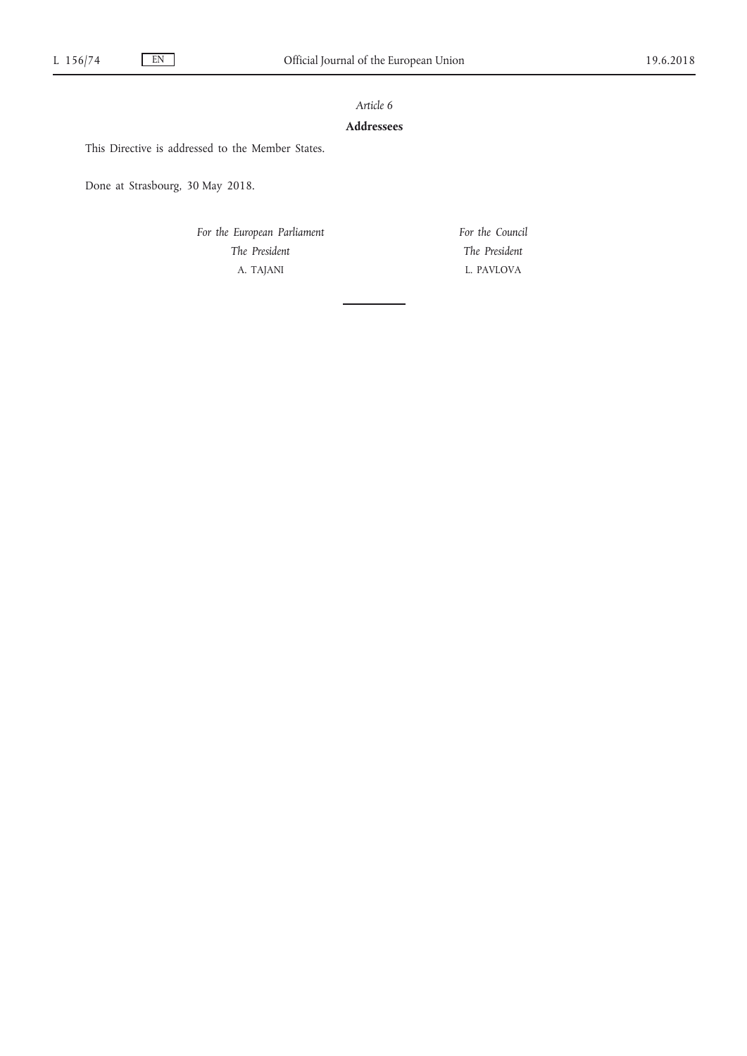*Article 6*

**Addressees**

This Directive is addressed to the Member States.

Done at Strasbourg, 30 May 2018.

*For the European Parliament*

*The President*

A. TAJANI

*For the Council*

*The President*

L. PAVLOVA